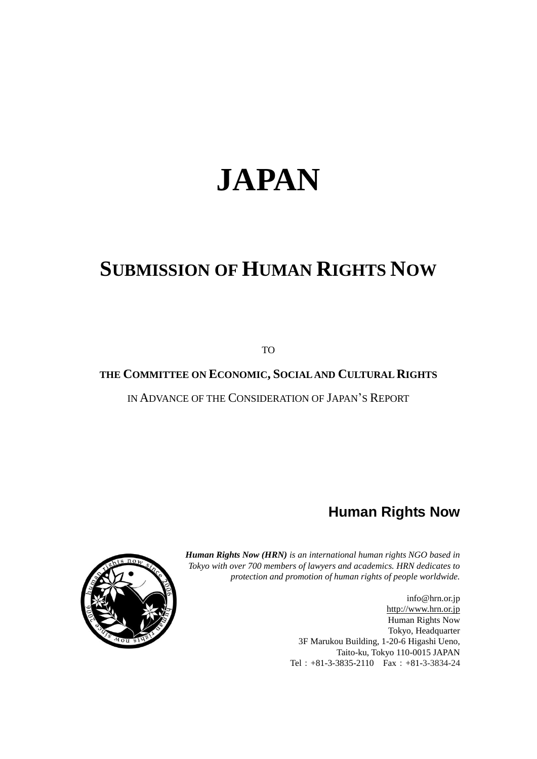# JAPAN

## SUBMISSION OF HUMAN RIGHTS NOW

TO

**THE COMMITTEE ON ECONOMIC, SOCIAL AND CULTURAL RIGHTS**

IN ADVANCE OF THE CONSIDERATION OF JAPAN'S REPORT

**Human Rights Now**

***Human Rights Now (HRN)*** *is an international human rights NGO based in Tokyo with over 700 members of lawyers and academics. HRN dedicates to protection and promotion of human rights of people worldwide.*

info@hrn.or.jp
http://www.hrn.or.jp
Human Rights Now
Tokyo, Headquarter
3F Marukou Building, 1-20-6 Higashi Ueno,
Taito-ku, Tokyo 110-0015 JAPAN
Tel：+81-3-3835-2110　Fax：+81-3-3834-24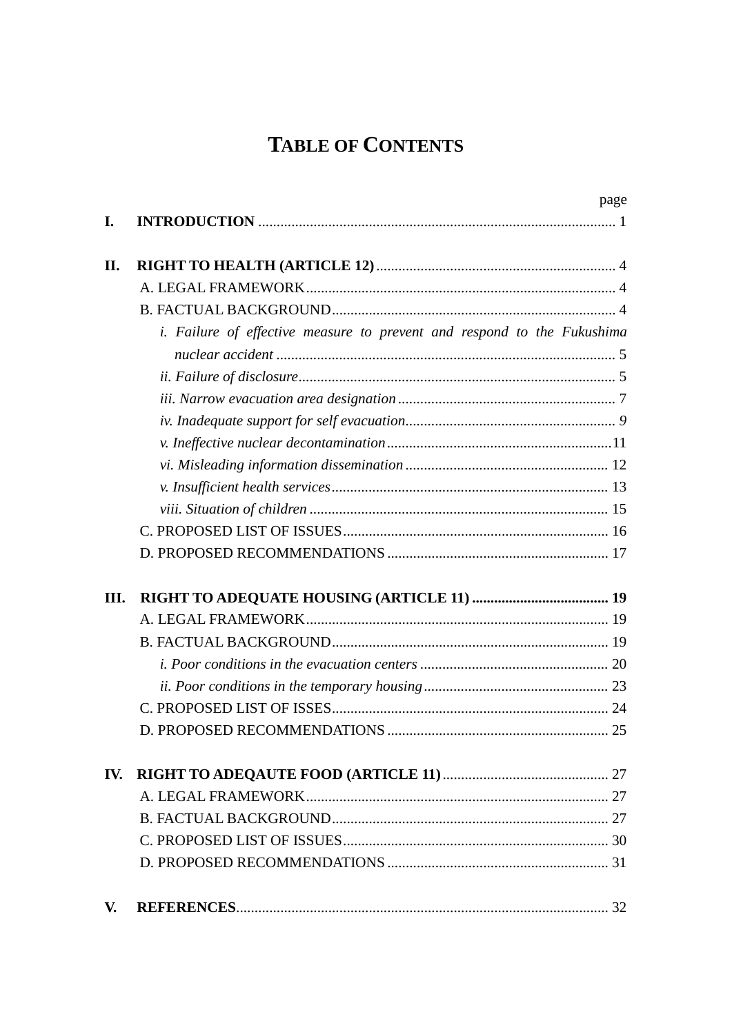# TABLE OF CONTENTS

| | | page |
|---|---|---|
| **I.** | **INTRODUCTION** | 1 |
| **II.** | **RIGHT TO HEALTH (ARTICLE 12)** | 4 |
| | A. LEGAL FRAMEWORK | 4 |
| | B. FACTUAL BACKGROUND | 4 |
| | *i. Failure of effective measure to prevent and respond to the Fukushima nuclear accident* | 5 |
| | *ii. Failure of disclosure* | 5 |
| | *iii. Narrow evacuation area designation* | 7 |
| | *iv. Inadequate support for self evacuation* | *9* |
| | *v. Ineffective nuclear decontamination* | 11 |
| | *vi. Misleading information dissemination* | 12 |
| | *v. Insufficient health services* | 13 |
| | *viii. Situation of children* | 15 |
| | C. PROPOSED LIST OF ISSUES | 16 |
| | D. PROPOSED RECOMMENDATIONS | 17 |
| **III.** | **RIGHT TO ADEQUATE HOUSING (ARTICLE 11)** | **19** |
| | A. LEGAL FRAMEWORK | 19 |
| | B. FACTUAL BACKGROUND | 19 |
| | *i. Poor conditions in the evacuation centers* | 20 |
| | *ii. Poor conditions in the temporary housing* | 23 |
| | C. PROPOSED LIST OF ISSES | 24 |
| | D. PROPOSED RECOMMENDATIONS | 25 |
| **IV.** | **RIGHT TO ADEQAUTE FOOD (ARTICLE 11)** | 27 |
| | A. LEGAL FRAMEWORK | 27 |
| | B. FACTUAL BACKGROUND | 27 |
| | C. PROPOSED LIST OF ISSUES | 30 |
| | D. PROPOSED RECOMMENDATIONS | 31 |
| **V.** | **REFERENCES** | 32 |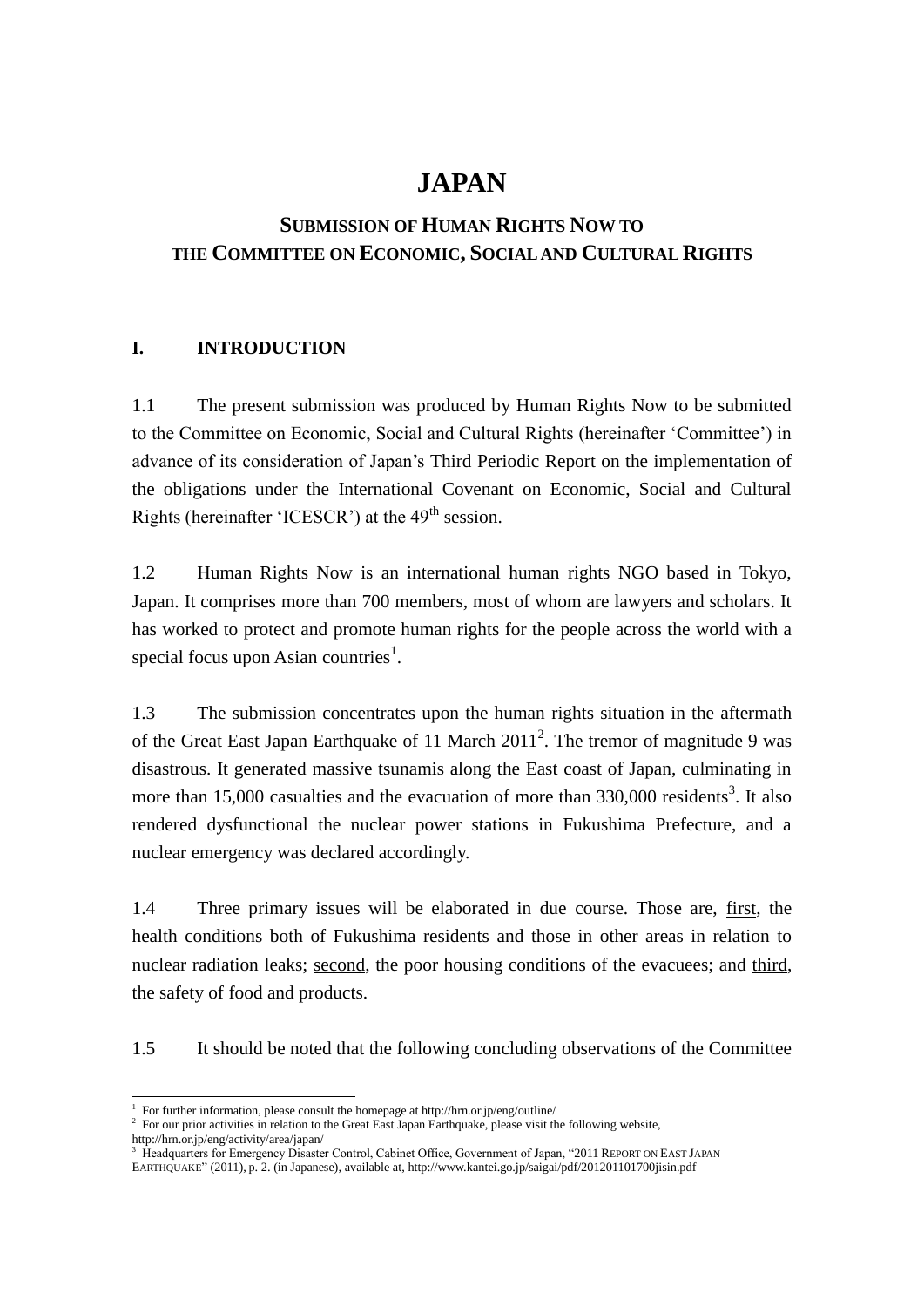# JAPAN

## SUBMISSION OF HUMAN RIGHTS NOW TO THE COMMITTEE ON ECONOMIC, SOCIAL AND CULTURAL RIGHTS

### I. INTRODUCTION

1.1 The present submission was produced by Human Rights Now to be submitted to the Committee on Economic, Social and Cultural Rights (hereinafter 'Committee') in advance of its consideration of Japan's Third Periodic Report on the implementation of the obligations under the International Covenant on Economic, Social and Cultural Rights (hereinafter 'ICESCR') at the 49th session.

1.2 Human Rights Now is an international human rights NGO based in Tokyo, Japan. It comprises more than 700 members, most of whom are lawyers and scholars. It has worked to protect and promote human rights for the people across the world with a special focus upon Asian countries[1].

1.3 The submission concentrates upon the human rights situation in the aftermath of the Great East Japan Earthquake of 11 March 2011[2]. The tremor of magnitude 9 was disastrous. It generated massive tsunamis along the East coast of Japan, culminating in more than 15,000 casualties and the evacuation of more than 330,000 residents[3]. It also rendered dysfunctional the nuclear power stations in Fukushima Prefecture, and a nuclear emergency was declared accordingly.

1.4 Three primary issues will be elaborated in due course. Those are, first, the health conditions both of Fukushima residents and those in other areas in relation to nuclear radiation leaks; second, the poor housing conditions of the evacuees; and third, the safety of food and products.

1.5 It should be noted that the following concluding observations of the Committee

---

[1] For further information, please consult the homepage at http://hrn.or.jp/eng/outline/

[2] For our prior activities in relation to the Great East Japan Earthquake, please visit the following website, http://hrn.or.jp/eng/activity/area/japan/

[3] Headquarters for Emergency Disaster Control, Cabinet Office, Government of Japan, "2011 REPORT ON EAST JAPAN EARTHQUAKE" (2011), p. 2. (in Japanese), available at, http://www.kantei.go.jp/saigai/pdf/201201101700jisin.pdf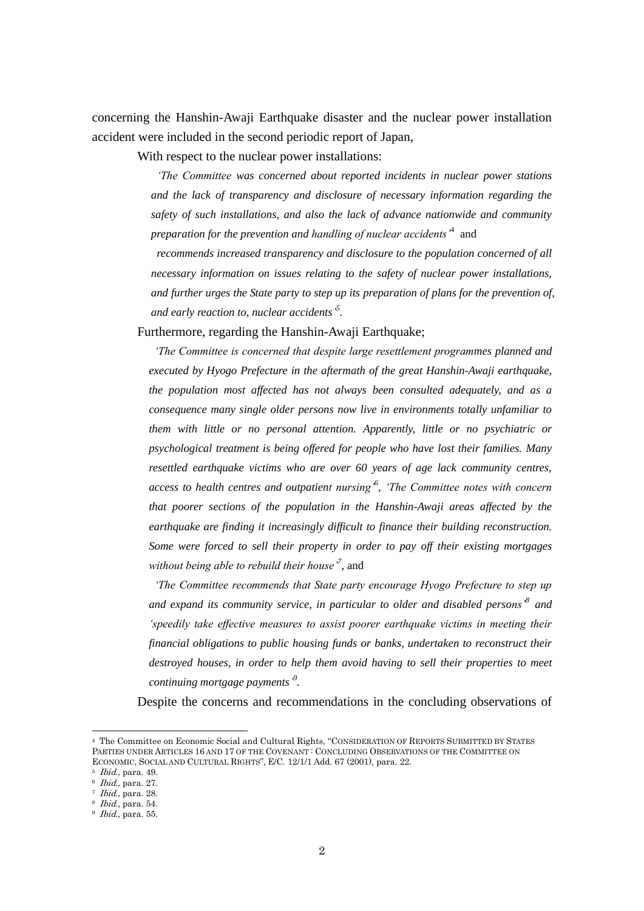concerning the Hanshin-Awaji Earthquake disaster and the nuclear power installation accident were included in the second periodic report of Japan,

With respect to the nuclear power installations:

> *'The Committee was concerned about reported incidents in nuclear power stations and the lack of transparency and disclosure of necessary information regarding the safety of such installations, and also the lack of advance nationwide and community preparation for the prevention and handling of nuclear accidents'*[4] and
>
> *recommends increased transparency and disclosure to the population concerned of all necessary information on issues relating to the safety of nuclear power installations, and further urges the State party to step up its preparation of plans for the prevention of, and early reaction to, nuclear accidents'*[5].

Furthermore, regarding the Hanshin-Awaji Earthquake;

> *'The Committee is concerned that despite large resettlement programmes planned and executed by Hyogo Prefecture in the aftermath of the great Hanshin-Awaji earthquake, the population most affected has not always been consulted adequately, and as a consequence many single older persons now live in environments totally unfamiliar to them with little or no personal attention. Apparently, little or no psychiatric or psychological treatment is being offered for people who have lost their families. Many resettled earthquake victims who are over 60 years of age lack community centres, access to health centres and outpatient nursing'*[6], *'The Committee notes with concern that poorer sections of the population in the Hanshin-Awaji areas affected by the earthquake are finding it increasingly difficult to finance their building reconstruction. Some were forced to sell their property in order to pay off their existing mortgages without being able to rebuild their house'*[7], and
>
> *'The Committee recommends that State party encourage Hyogo Prefecture to step up and expand its community service, in particular to older and disabled persons'*[8] *and 'speedily take effective measures to assist poorer earthquake victims in meeting their financial obligations to public housing funds or banks, undertaken to reconstruct their destroyed houses, in order to help them avoid having to sell their properties to meet continuing mortgage payments'*[9].

Despite the concerns and recommendations in the concluding observations of

---

[4] The Committee on Economic Social and Cultural Rights, "CONSIDERATION OF REPORTS SUBMITTED BY STATES PARTIES UNDER ARTICLES 16 AND 17 OF THE COVENANT : CONCLUDING OBSERVATIONS OF THE COMMITTEE ON ECONOMIC, SOCIAL AND CULTURAL RIGHTS", E/C. 12/1/1 Add. 67 (2001), para. 22.

[5] *Ibid.,* para. 49.

[6] *Ibid.,* para. 27.

[7] *Ibid.,* para. 28.

[8] *Ibid.*, para. 54.

[9] *Ibid.,* para. 55.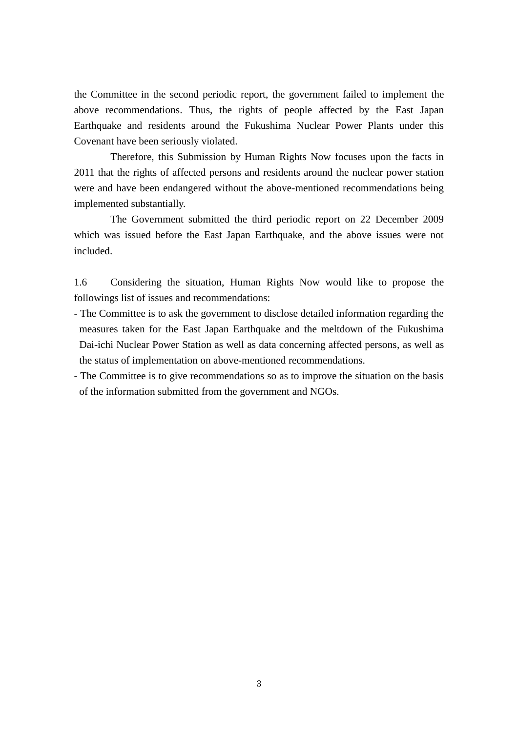the Committee in the second periodic report, the government failed to implement the above recommendations. Thus, the rights of people affected by the East Japan Earthquake and residents around the Fukushima Nuclear Power Plants under this Covenant have been seriously violated.

Therefore, this Submission by Human Rights Now focuses upon the facts in 2011 that the rights of affected persons and residents around the nuclear power station were and have been endangered without the above-mentioned recommendations being implemented substantially.

The Government submitted the third periodic report on 22 December 2009 which was issued before the East Japan Earthquake, and the above issues were not included.

1.6 Considering the situation, Human Rights Now would like to propose the followings list of issues and recommendations:

- The Committee is to ask the government to disclose detailed information regarding the measures taken for the East Japan Earthquake and the meltdown of the Fukushima Dai-ichi Nuclear Power Station as well as data concerning affected persons, as well as the status of implementation on above-mentioned recommendations.
- The Committee is to give recommendations so as to improve the situation on the basis of the information submitted from the government and NGOs.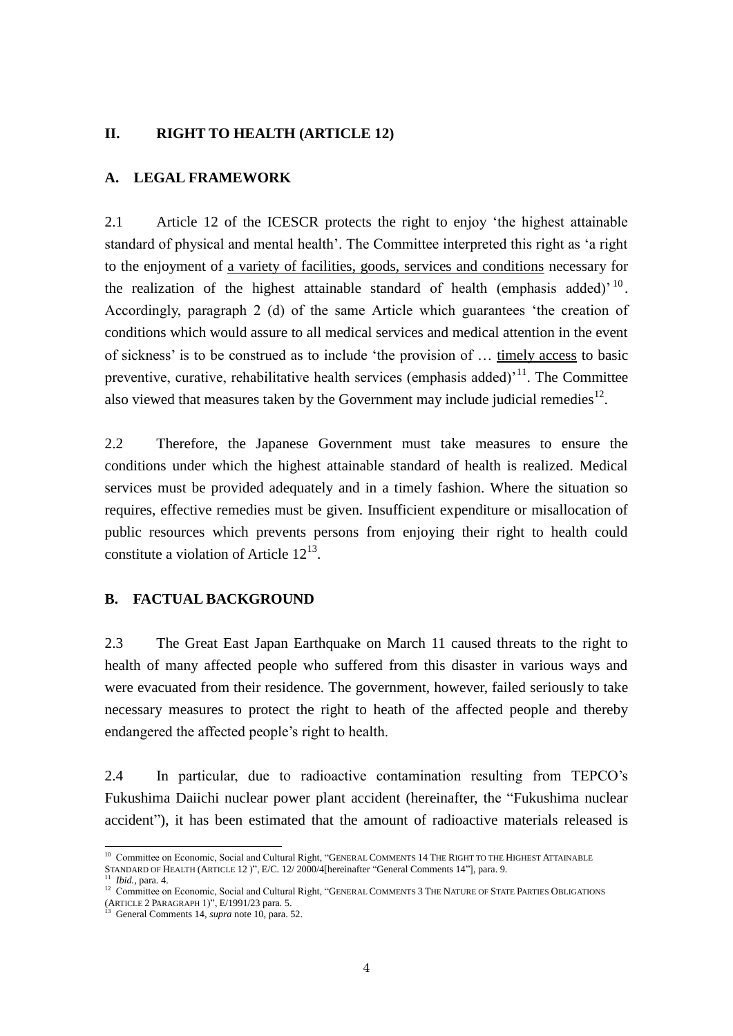## II. RIGHT TO HEALTH (ARTICLE 12)

### A. LEGAL FRAMEWORK

2.1 Article 12 of the ICESCR protects the right to enjoy 'the highest attainable standard of physical and mental health'. The Committee interpreted this right as 'a right to the enjoyment of <u>a variety of facilities, goods, services and conditions</u> necessary for the realization of the highest attainable standard of health (emphasis added)'[10]. Accordingly, paragraph 2 (d) of the same Article which guarantees 'the creation of conditions which would assure to all medical services and medical attention in the event of sickness' is to be construed as to include 'the provision of … <u>timely access</u> to basic preventive, curative, rehabilitative health services (emphasis added)'[11]. The Committee also viewed that measures taken by the Government may include judicial remedies[12].

2.2 Therefore, the Japanese Government must take measures to ensure the conditions under which the highest attainable standard of health is realized. Medical services must be provided adequately and in a timely fashion. Where the situation so requires, effective remedies must be given. Insufficient expenditure or misallocation of public resources which prevents persons from enjoying their right to health could constitute a violation of Article 12[13].

### B. FACTUAL BACKGROUND

2.3 The Great East Japan Earthquake on March 11 caused threats to the right to health of many affected people who suffered from this disaster in various ways and were evacuated from their residence. The government, however, failed seriously to take necessary measures to protect the right to heath of the affected people and thereby endangered the affected people's right to health.

2.4 In particular, due to radioactive contamination resulting from TEPCO's Fukushima Daiichi nuclear power plant accident (hereinafter, the "Fukushima nuclear accident"), it has been estimated that the amount of radioactive materials released is

---

[10] Committee on Economic, Social and Cultural Right, "GENERAL COMMENTS 14 THE RIGHT TO THE HIGHEST ATTAINABLE STANDARD OF HEALTH (ARTICLE 12 )", E/C. 12/ 2000/4[hereinafter "General Comments 14"], para. 9.

[11] *Ibid.*, para. 4.

[12] Committee on Economic, Social and Cultural Right, "GENERAL COMMENTS 3 THE NATURE OF STATE PARTIES OBLIGATIONS (ARTICLE 2 PARAGRAPH 1)", E/1991/23 para. 5.

[13] General Comments 14, *supra* note 10, para. 52.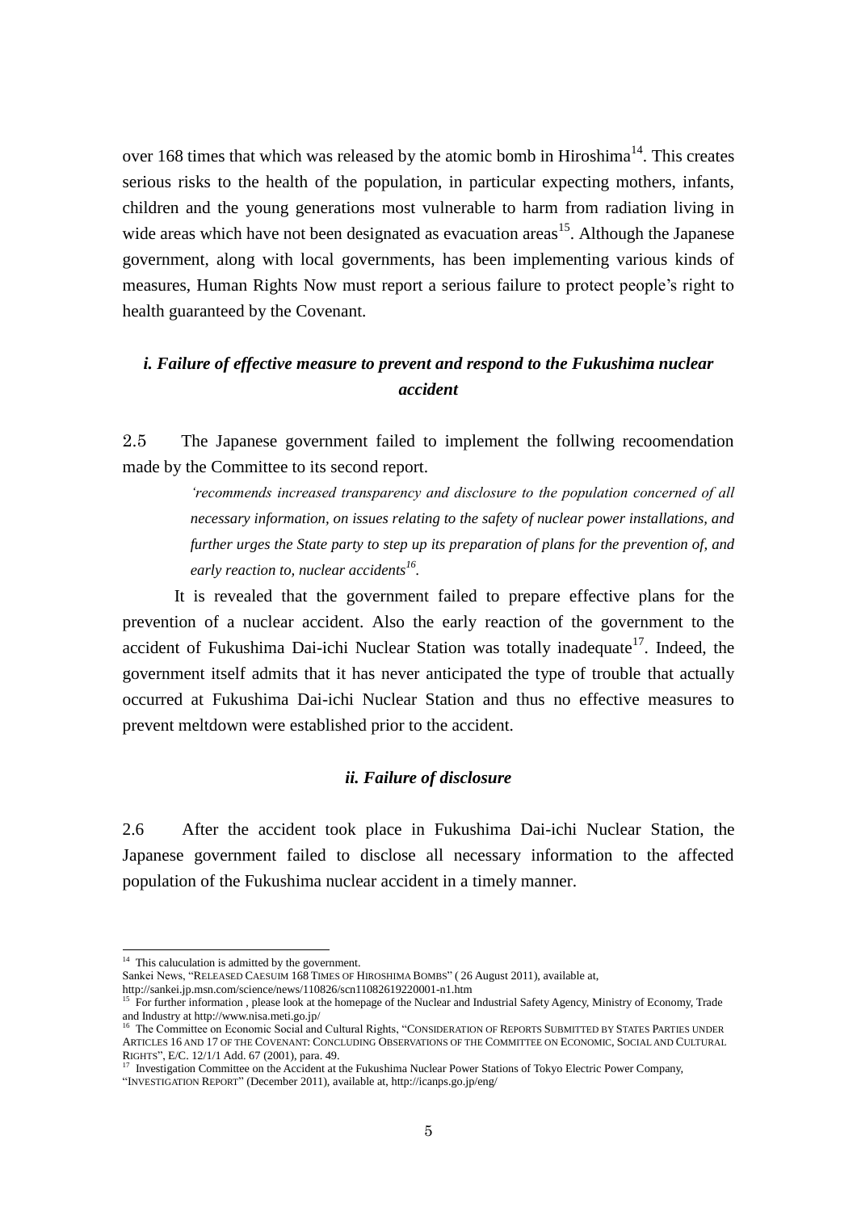over 168 times that which was released by the atomic bomb in Hiroshima[14]. This creates serious risks to the health of the population, in particular expecting mothers, infants, children and the young generations most vulnerable to harm from radiation living in wide areas which have not been designated as evacuation areas[15]. Although the Japanese government, along with local governments, has been implementing various kinds of measures, Human Rights Now must report a serious failure to protect people's right to health guaranteed by the Covenant.

### *i. Failure of effective measure to prevent and respond to the Fukushima nuclear accident*

2.5 The Japanese government failed to implement the follwing recoomendation made by the Committee to its second report.

> *'recommends increased transparency and disclosure to the population concerned of all necessary information, on issues relating to the safety of nuclear power installations, and further urges the State party to step up its preparation of plans for the prevention of, and early reaction to, nuclear accidents*[16].

It is revealed that the government failed to prepare effective plans for the prevention of a nuclear accident. Also the early reaction of the government to the accident of Fukushima Dai-ichi Nuclear Station was totally inadequate[17]. Indeed, the government itself admits that it has never anticipated the type of trouble that actually occurred at Fukushima Dai-ichi Nuclear Station and thus no effective measures to prevent meltdown were established prior to the accident.

### *ii. Failure of disclosure*

2.6 After the accident took place in Fukushima Dai-ichi Nuclear Station, the Japanese government failed to disclose all necessary information to the affected population of the Fukushima nuclear accident in a timely manner.

---

[14] This caluculation is admitted by the government.
Sankei News, "RELEASED CAESUIM 168 TIMES OF HIROSHIMA BOMBS" ( 26 August 2011), available at, http://sankei.jp.msn.com/science/news/110826/scn11082619220001-n1.htm

[15] For further information , please look at the homepage of the Nuclear and Industrial Safety Agency, Ministry of Economy, Trade and Industry at http://www.nisa.meti.go.jp/

[16] The Committee on Economic Social and Cultural Rights, "CONSIDERATION OF REPORTS SUBMITTED BY STATES PARTIES UNDER ARTICLES 16 AND 17 OF THE COVENANT: CONCLUDING OBSERVATIONS OF THE COMMITTEE ON ECONOMIC, SOCIAL AND CULTURAL RIGHTS", E/C. 12/1/1 Add. 67 (2001), para. 49.

[17] Investigation Committee on the Accident at the Fukushima Nuclear Power Stations of Tokyo Electric Power Company, "INVESTIGATION REPORT" (December 2011), available at, http://icanps.go.jp/eng/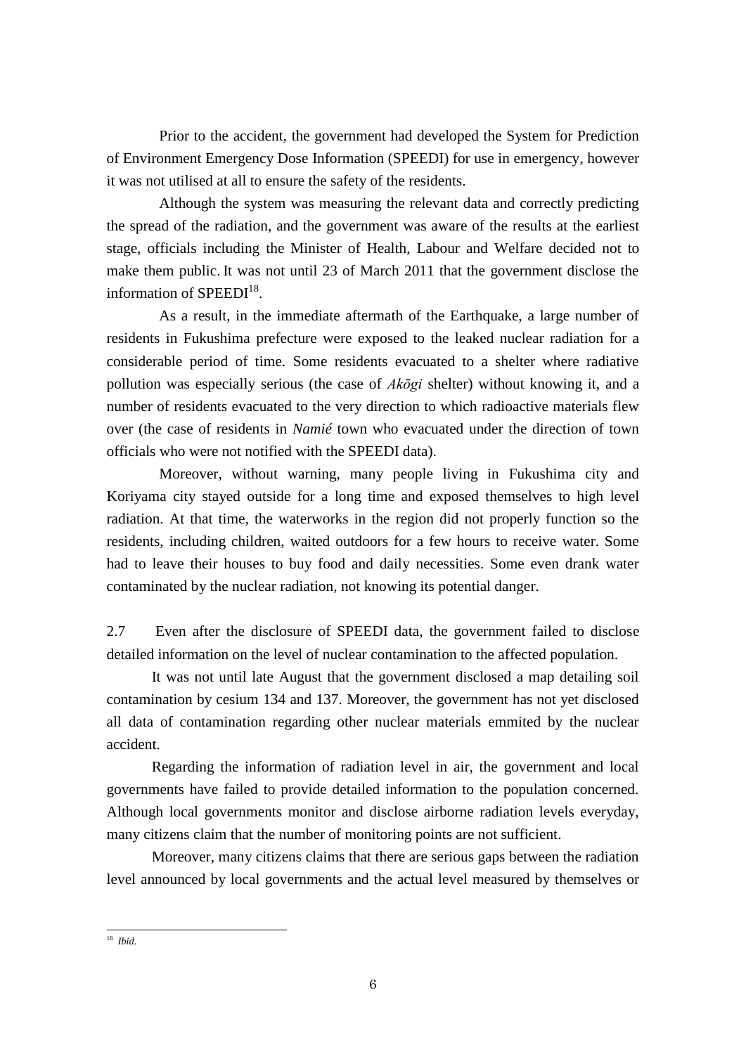Prior to the accident, the government had developed the System for Prediction of Environment Emergency Dose Information (SPEEDI) for use in emergency, however it was not utilised at all to ensure the safety of the residents.

Although the system was measuring the relevant data and correctly predicting the spread of the radiation, and the government was aware of the results at the earliest stage, officials including the Minister of Health, Labour and Welfare decided not to make them public. It was not until 23 of March 2011 that the government disclose the information of SPEEDI[18].

As a result, in the immediate aftermath of the Earthquake, a large number of residents in Fukushima prefecture were exposed to the leaked nuclear radiation for a considerable period of time. Some residents evacuated to a shelter where radiative pollution was especially serious (the case of *Akōgi* shelter) without knowing it, and a number of residents evacuated to the very direction to which radioactive materials flew over (the case of residents in *Namié* town who evacuated under the direction of town officials who were not notified with the SPEEDI data).

Moreover, without warning, many people living in Fukushima city and Koriyama city stayed outside for a long time and exposed themselves to high level radiation. At that time, the waterworks in the region did not properly function so the residents, including children, waited outdoors for a few hours to receive water. Some had to leave their houses to buy food and daily necessities. Some even drank water contaminated by the nuclear radiation, not knowing its potential danger.

2.7 Even after the disclosure of SPEEDI data, the government failed to disclose detailed information on the level of nuclear contamination to the affected population.

It was not until late August that the government disclosed a map detailing soil contamination by cesium 134 and 137. Moreover, the government has not yet disclosed all data of contamination regarding other nuclear materials emmited by the nuclear accident.

Regarding the information of radiation level in air, the government and local governments have failed to provide detailed information to the population concerned. Although local governments monitor and disclose airborne radiation levels everyday, many citizens claim that the number of monitoring points are not sufficient.

Moreover, many citizens claims that there are serious gaps between the radiation level announced by local governments and the actual level measured by themselves or

---

[18] *Ibid*.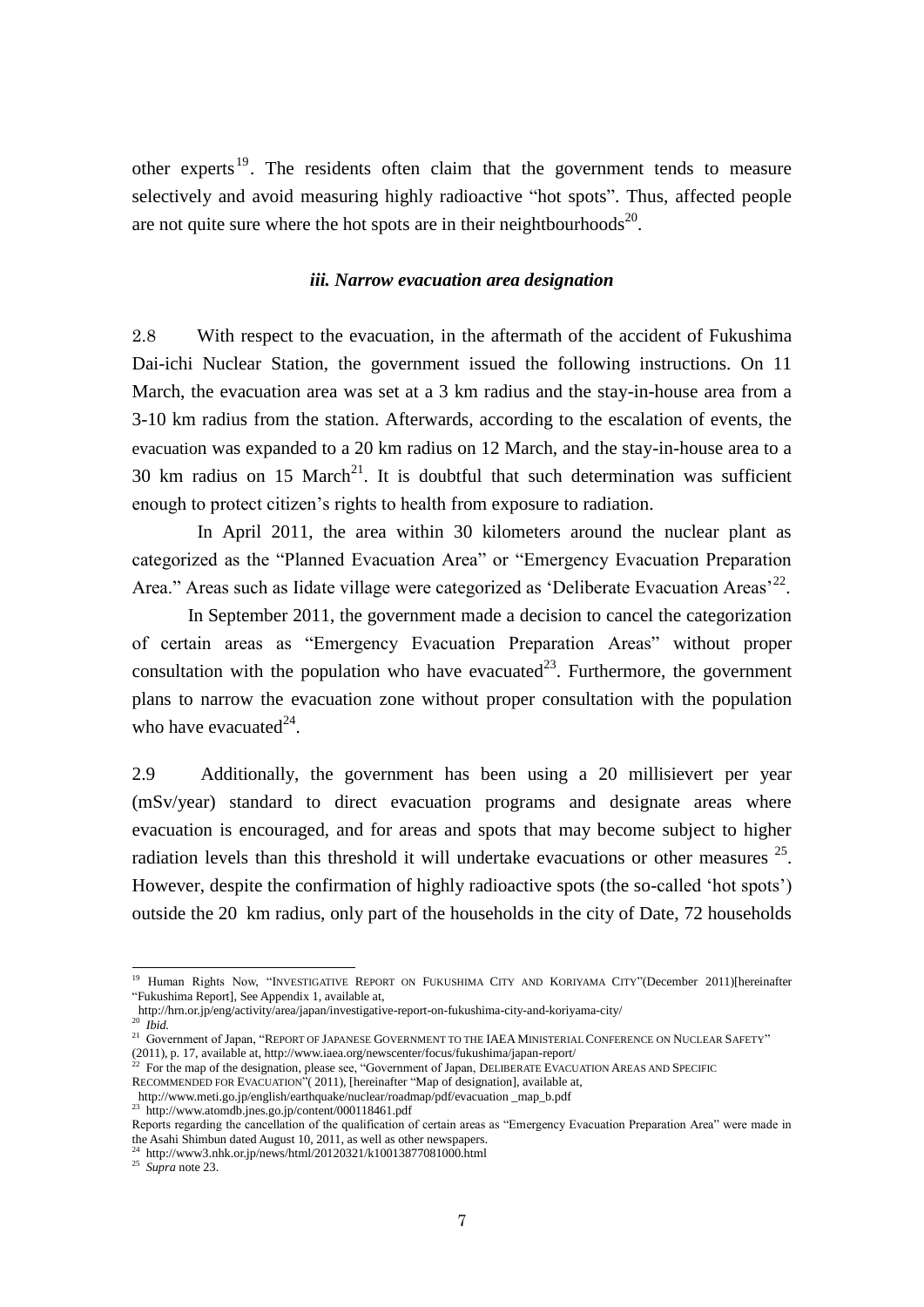other experts[19]. The residents often claim that the government tends to measure selectively and avoid measuring highly radioactive "hot spots". Thus, affected people are not quite sure where the hot spots are in their neightbourhoods[20].

### *iii. Narrow evacuation area designation*

2.8 With respect to the evacuation, in the aftermath of the accident of Fukushima Dai-ichi Nuclear Station, the government issued the following instructions. On 11 March, the evacuation area was set at a 3 km radius and the stay-in-house area from a 3-10 km radius from the station. Afterwards, according to the escalation of events, the evacuation was expanded to a 20 km radius on 12 March, and the stay-in-house area to a 30 km radius on 15 March[21]. It is doubtful that such determination was sufficient enough to protect citizen's rights to health from exposure to radiation.

In April 2011, the area within 30 kilometers around the nuclear plant as categorized as the "Planned Evacuation Area" or "Emergency Evacuation Preparation Area." Areas such as Iidate village were categorized as 'Deliberate Evacuation Areas'[22].

In September 2011, the government made a decision to cancel the categorization of certain areas as "Emergency Evacuation Preparation Areas" without proper consultation with the population who have evacuated[23]. Furthermore, the government plans to narrow the evacuation zone without proper consultation with the population who have evacuated[24].

2.9 Additionally, the government has been using a 20 millisievert per year (mSv/year) standard to direct evacuation programs and designate areas where evacuation is encouraged, and for areas and spots that may become subject to higher radiation levels than this threshold it will undertake evacuations or other measures [25]. However, despite the confirmation of highly radioactive spots (the so-called 'hot spots') outside the 20 km radius, only part of the households in the city of Date, 72 households

---

[19] Human Rights Now, "INVESTIGATIVE REPORT ON FUKUSHIMA CITY AND KORIYAMA CITY"(December 2011)[hereinafter "Fukushima Report], See Appendix 1, available at, http://hrn.or.jp/eng/activity/area/japan/investigative-report-on-fukushima-city-and-koriyama-city/

[20] *Ibid.*

[21] Government of Japan, "REPORT OF JAPANESE GOVERNMENT TO THE IAEA MINISTERIAL CONFERENCE ON NUCLEAR SAFETY" (2011), p. 17, available at, http://www.iaea.org/newscenter/focus/fukushima/japan-report/

[22] For the map of the designation, please see, "Government of Japan, DELIBERATE EVACUATION AREAS AND SPECIFIC RECOMMENDED FOR EVACUATION"( 2011), [hereinafter "Map of designation], available at, http://www.meti.go.jp/english/earthquake/nuclear/roadmap/pdf/evacuation _map_b.pdf

[23] http://www.atomdb.jnes.go.jp/content/000118461.pdf
Reports regarding the cancellation of the qualification of certain areas as "Emergency Evacuation Preparation Area" were made in the Asahi Shimbun dated August 10, 2011, as well as other newspapers.

[24] http://www3.nhk.or.jp/news/html/20120321/k10013877081000.html

[25] *Supra* note 23.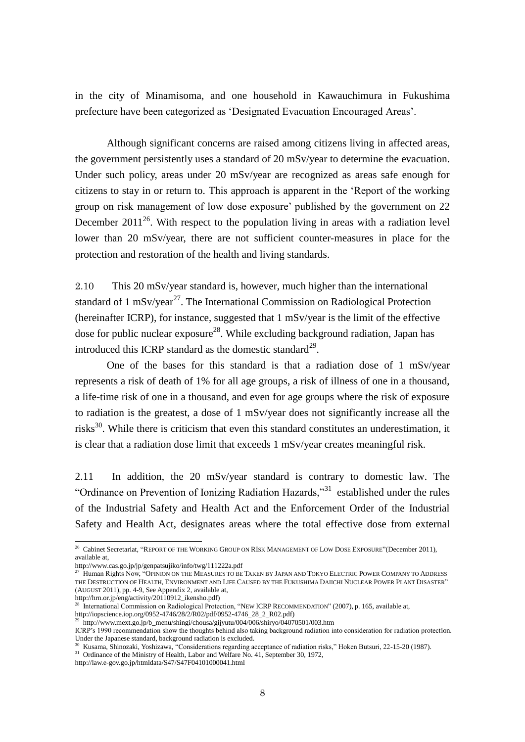in the city of Minamisoma, and one household in Kawauchimura in Fukushima prefecture have been categorized as 'Designated Evacuation Encouraged Areas'.

Although significant concerns are raised among citizens living in affected areas, the government persistently uses a standard of 20 mSv/year to determine the evacuation. Under such policy, areas under 20 mSv/year are recognized as areas safe enough for citizens to stay in or return to. This approach is apparent in the 'Report of the working group on risk management of low dose exposure' published by the government on 22 December 2011[26]. With respect to the population living in areas with a radiation level lower than 20 mSv/year, there are not sufficient counter-measures in place for the protection and restoration of the health and living standards.

2.10 This 20 mSv/year standard is, however, much higher than the international standard of 1 mSv/year[27]. The International Commission on Radiological Protection (hereinafter ICRP), for instance, suggested that 1 mSv/year is the limit of the effective dose for public nuclear exposure[28]. While excluding background radiation, Japan has introduced this ICRP standard as the domestic standard[29].

One of the bases for this standard is that a radiation dose of 1 mSv/year represents a risk of death of 1% for all age groups, a risk of illness of one in a thousand, a life-time risk of one in a thousand, and even for age groups where the risk of exposure to radiation is the greatest, a dose of 1 mSv/year does not significantly increase all the risks[30]. While there is criticism that even this standard constitutes an underestimation, it is clear that a radiation dose limit that exceeds 1 mSv/year creates meaningful risk.

2.11 In addition, the 20 mSv/year standard is contrary to domestic law. The "Ordinance on Prevention of Ionizing Radiation Hazards,"[31] established under the rules of the Industrial Safety and Health Act and the Enforcement Order of the Industrial Safety and Health Act, designates areas where the total effective dose from external

---

[26] Cabinet Secretariat, "REPORT OF THE WORKING GROUP ON RISK MANAGEMENT OF LOW DOSE EXPOSURE"(December 2011), available at, http://www.cas.go.jp/jp/genpatsujiko/info/twg/111222a.pdf

[27] Human Rights Now, "OPINION ON THE MEASURES TO BE TAKEN BY JAPAN AND TOKYO ELECTRIC POWER COMPANY TO ADDRESS THE DESTRUCTION OF HEALTH, ENVIRONMENT AND LIFE CAUSED BY THE FUKUSHIMA DAIICHI NUCLEAR POWER PLANT DISASTER" (AUGUST 2011), pp. 4-9, See Appendix 2, available at, http://hrn.or.jp/eng/activity/20110912_ikensho.pdf)

[28] International Commission on Radiological Protection, "NEW ICRP RECOMMENDATION" (2007), p. 165, available at, http://iopscience.iop.org/0952-4746/28/2/R02/pdf/0952-4746_28_2_R02.pdf)

[29] http://www.mext.go.jp/b_menu/shingi/chousa/gijyutu/004/006/shiryo/04070501/003.htm ICRP's 1990 recommendation show the thoughts behind also taking background radiation into consideration for radiation protection. Under the Japanese standard, background radiation is excluded.

[30] Kusama, Shinozaki, Yoshizawa, "Considerations regarding acceptance of radiation risks," Hoken Butsuri, 22-15-20 (1987).

[31] Ordinance of the Ministry of Health, Labor and Welfare No. 41, September 30, 1972, http://law.e-gov.go.jp/htmldata/S47/S47F04101000041.html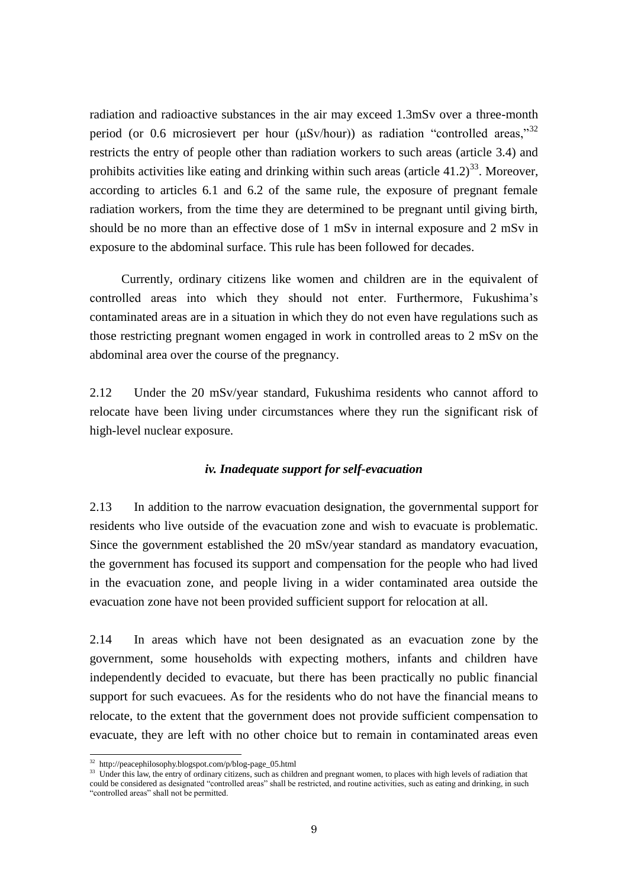radiation and radioactive substances in the air may exceed 1.3mSv over a three-month period (or 0.6 microsievert per hour (μSv/hour)) as radiation "controlled areas,"[32] restricts the entry of people other than radiation workers to such areas (article 3.4) and prohibits activities like eating and drinking within such areas (article 41.2)[33]. Moreover, according to articles 6.1 and 6.2 of the same rule, the exposure of pregnant female radiation workers, from the time they are determined to be pregnant until giving birth, should be no more than an effective dose of 1 mSv in internal exposure and 2 mSv in exposure to the abdominal surface. This rule has been followed for decades.

Currently, ordinary citizens like women and children are in the equivalent of controlled areas into which they should not enter. Furthermore, Fukushima's contaminated areas are in a situation in which they do not even have regulations such as those restricting pregnant women engaged in work in controlled areas to 2 mSv on the abdominal area over the course of the pregnancy.

2.12 Under the 20 mSv/year standard, Fukushima residents who cannot afford to relocate have been living under circumstances where they run the significant risk of high-level nuclear exposure.

### *iv. Inadequate support for self-evacuation*

2.13 In addition to the narrow evacuation designation, the governmental support for residents who live outside of the evacuation zone and wish to evacuate is problematic. Since the government established the 20 mSv/year standard as mandatory evacuation, the government has focused its support and compensation for the people who had lived in the evacuation zone, and people living in a wider contaminated area outside the evacuation zone have not been provided sufficient support for relocation at all.

2.14 In areas which have not been designated as an evacuation zone by the government, some households with expecting mothers, infants and children have independently decided to evacuate, but there has been practically no public financial support for such evacuees. As for the residents who do not have the financial means to relocate, to the extent that the government does not provide sufficient compensation to evacuate, they are left with no other choice but to remain in contaminated areas even

---

[32] http://peacephilosophy.blogspot.com/p/blog-page_05.html

[33] Under this law, the entry of ordinary citizens, such as children and pregnant women, to places with high levels of radiation that could be considered as designated "controlled areas" shall be restricted, and routine activities, such as eating and drinking, in such "controlled areas" shall not be permitted.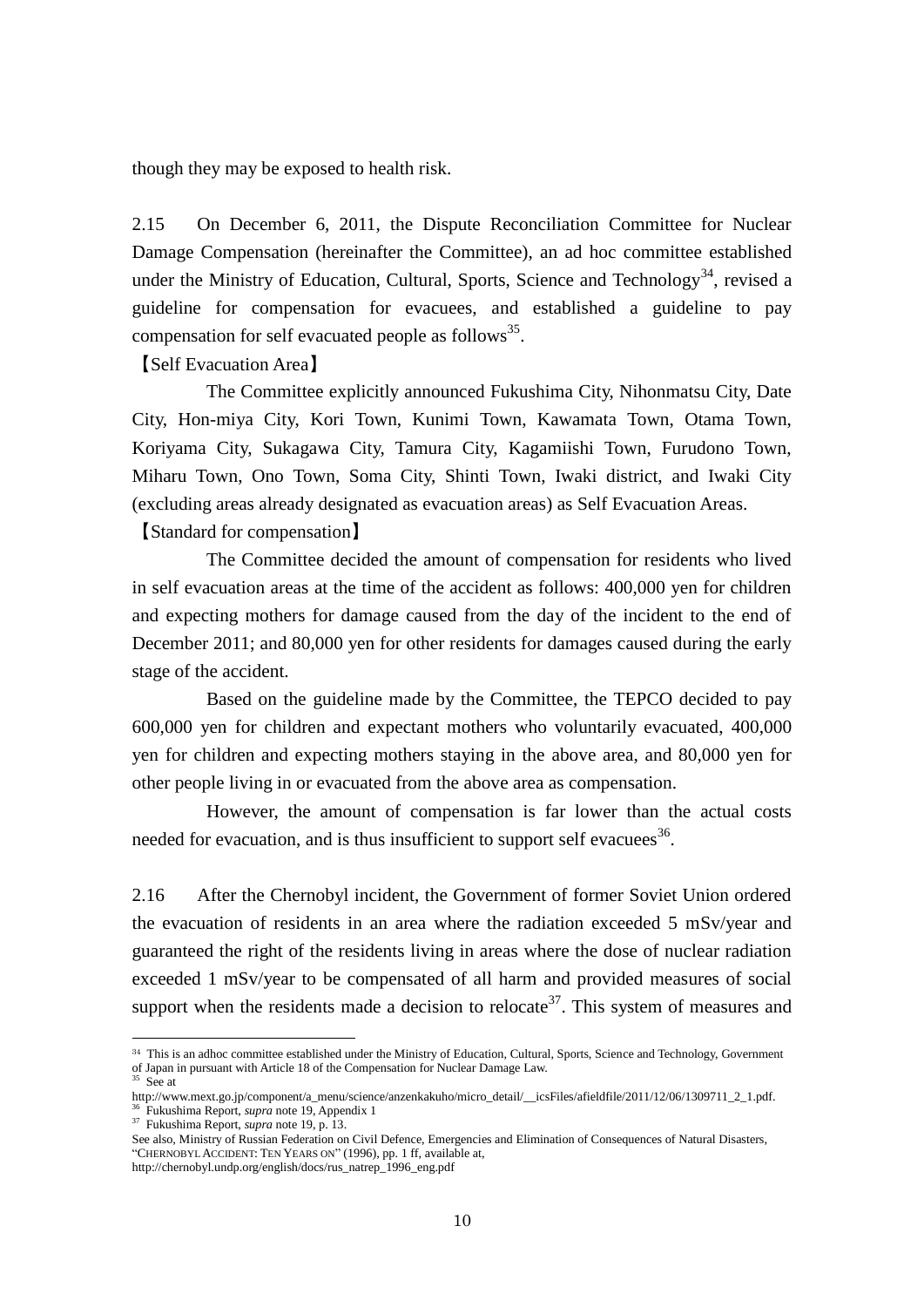though they may be exposed to health risk.

2.15 On December 6, 2011, the Dispute Reconciliation Committee for Nuclear Damage Compensation (hereinafter the Committee), an ad hoc committee established under the Ministry of Education, Cultural, Sports, Science and Technology[34], revised a guideline for compensation for evacuees, and established a guideline to pay compensation for self evacuated people as follows[35].

【Self Evacuation Area】

The Committee explicitly announced Fukushima City, Nihonmatsu City, Date City, Hon-miya City, Kori Town, Kunimi Town, Kawamata Town, Otama Town, Koriyama City, Sukagawa City, Tamura City, Kagamiishi Town, Furudono Town, Miharu Town, Ono Town, Soma City, Shinti Town, Iwaki district, and Iwaki City (excluding areas already designated as evacuation areas) as Self Evacuation Areas.

【Standard for compensation】

The Committee decided the amount of compensation for residents who lived in self evacuation areas at the time of the accident as follows: 400,000 yen for children and expecting mothers for damage caused from the day of the incident to the end of December 2011; and 80,000 yen for other residents for damages caused during the early stage of the accident.

Based on the guideline made by the Committee, the TEPCO decided to pay 600,000 yen for children and expectant mothers who voluntarily evacuated, 400,000 yen for children and expecting mothers staying in the above area, and 80,000 yen for other people living in or evacuated from the above area as compensation.

However, the amount of compensation is far lower than the actual costs needed for evacuation, and is thus insufficient to support self evacuees[36].

2.16 After the Chernobyl incident, the Government of former Soviet Union ordered the evacuation of residents in an area where the radiation exceeded 5 mSv/year and guaranteed the right of the residents living in areas where the dose of nuclear radiation exceeded 1 mSv/year to be compensated of all harm and provided measures of social support when the residents made a decision to relocate[37]. This system of measures and

---

[34] This is an adhoc committee established under the Ministry of Education, Cultural, Sports, Science and Technology, Government of Japan in pursuant with Article 18 of the Compensation for Nuclear Damage Law.

[35] See at http://www.mext.go.jp/component/a_menu/science/anzenkakuho/micro_detail/__icsFiles/afieldfile/2011/12/06/1309711_2_1.pdf.

[36] Fukushima Report, *supra* note 19, Appendix 1

[37] Fukushima Report, *supra* note 19, p. 13.

See also, Ministry of Russian Federation on Civil Defence, Emergencies and Elimination of Consequences of Natural Disasters, "CHERNOBYL ACCIDENT: TEN YEARS ON" (1996), pp. 1 ff, available at, http://chernobyl.undp.org/english/docs/rus_natrep_1996_eng.pdf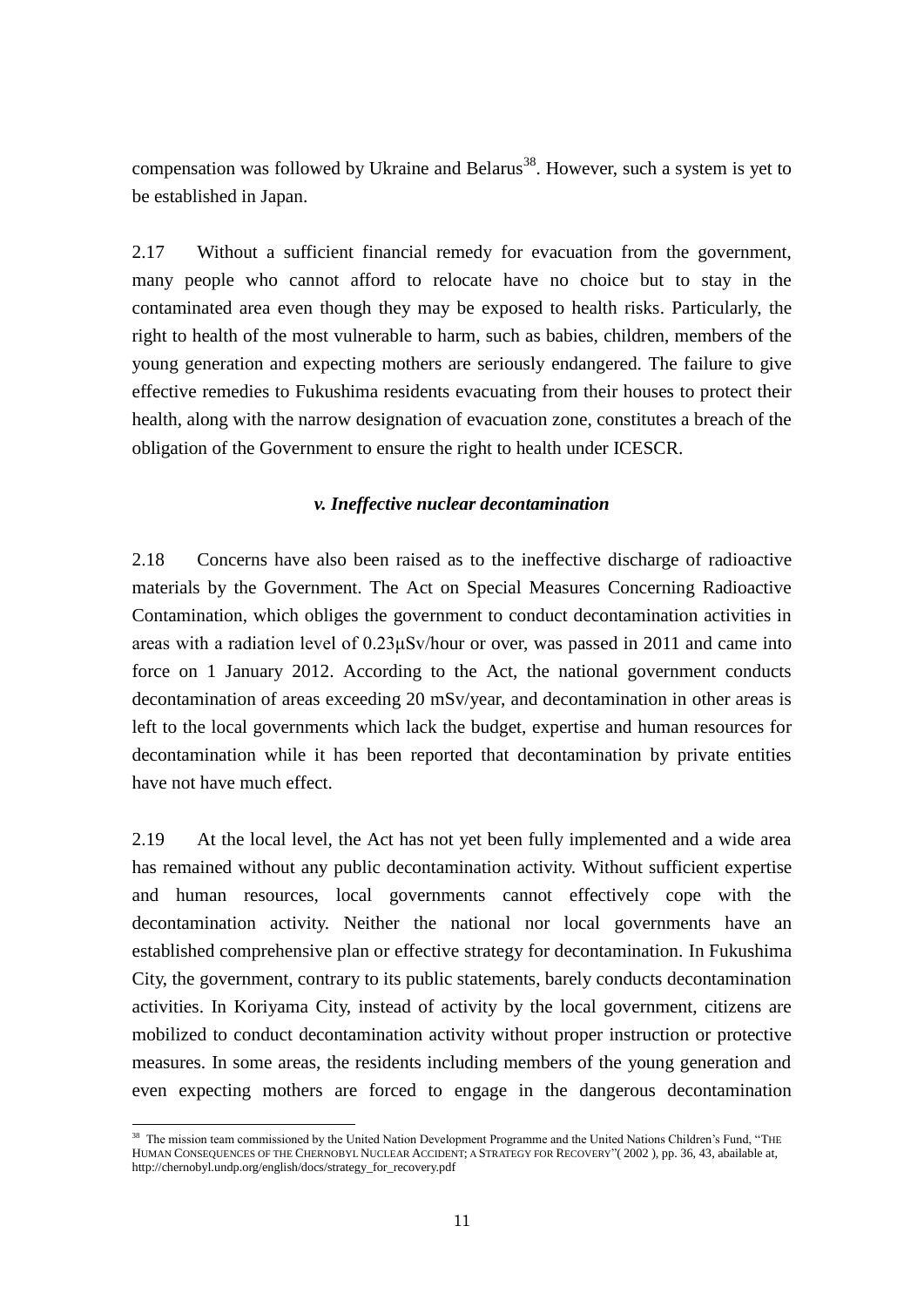compensation was followed by Ukraine and Belarus[38]. However, such a system is yet to be established in Japan.

2.17 Without a sufficient financial remedy for evacuation from the government, many people who cannot afford to relocate have no choice but to stay in the contaminated area even though they may be exposed to health risks. Particularly, the right to health of the most vulnerable to harm, such as babies, children, members of the young generation and expecting mothers are seriously endangered. The failure to give effective remedies to Fukushima residents evacuating from their houses to protect their health, along with the narrow designation of evacuation zone, constitutes a breach of the obligation of the Government to ensure the right to health under ICESCR.

### *v. Ineffective nuclear decontamination*

2.18 Concerns have also been raised as to the ineffective discharge of radioactive materials by the Government. The Act on Special Measures Concerning Radioactive Contamination, which obliges the government to conduct decontamination activities in areas with a radiation level of 0.23μSv/hour or over, was passed in 2011 and came into force on 1 January 2012. According to the Act, the national government conducts decontamination of areas exceeding 20 mSv/year, and decontamination in other areas is left to the local governments which lack the budget, expertise and human resources for decontamination while it has been reported that decontamination by private entities have not have much effect.

2.19 At the local level, the Act has not yet been fully implemented and a wide area has remained without any public decontamination activity. Without sufficient expertise and human resources, local governments cannot effectively cope with the decontamination activity. Neither the national nor local governments have an established comprehensive plan or effective strategy for decontamination. In Fukushima City, the government, contrary to its public statements, barely conducts decontamination activities. In Koriyama City, instead of activity by the local government, citizens are mobilized to conduct decontamination activity without proper instruction or protective measures. In some areas, the residents including members of the young generation and even expecting mothers are forced to engage in the dangerous decontamination

---

[38] The mission team commissioned by the United Nation Development Programme and the United Nations Children's Fund, "THE HUMAN CONSEQUENCES OF THE CHERNOBYL NUCLEAR ACCIDENT; A STRATEGY FOR RECOVERY"( 2002 ), pp. 36, 43, abailable at, http://chernobyl.undp.org/english/docs/strategy_for_recovery.pdf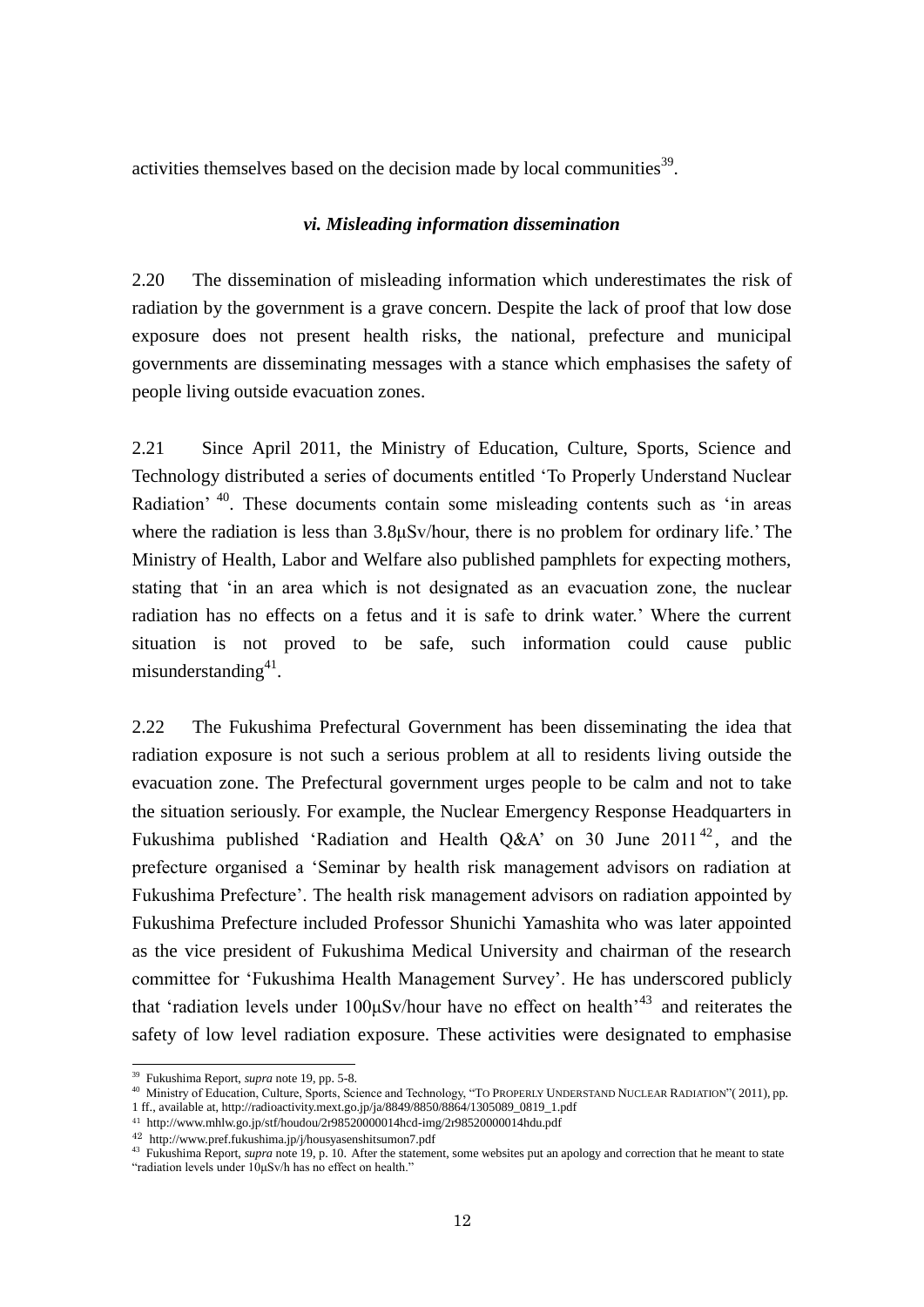activities themselves based on the decision made by local communities[39].

### *vi. Misleading information dissemination*

2.20 The dissemination of misleading information which underestimates the risk of radiation by the government is a grave concern. Despite the lack of proof that low dose exposure does not present health risks, the national, prefecture and municipal governments are disseminating messages with a stance which emphasises the safety of people living outside evacuation zones.

2.21 Since April 2011, the Ministry of Education, Culture, Sports, Science and Technology distributed a series of documents entitled 'To Properly Understand Nuclear Radiation' [40]. These documents contain some misleading contents such as 'in areas where the radiation is less than 3.8μSv/hour, there is no problem for ordinary life.' The Ministry of Health, Labor and Welfare also published pamphlets for expecting mothers, stating that 'in an area which is not designated as an evacuation zone, the nuclear radiation has no effects on a fetus and it is safe to drink water.' Where the current situation is not proved to be safe, such information could cause public misunderstanding[41].

2.22 The Fukushima Prefectural Government has been disseminating the idea that radiation exposure is not such a serious problem at all to residents living outside the evacuation zone. The Prefectural government urges people to be calm and not to take the situation seriously. For example, the Nuclear Emergency Response Headquarters in Fukushima published 'Radiation and Health Q&A' on 30 June 2011[42], and the prefecture organised a 'Seminar by health risk management advisors on radiation at Fukushima Prefecture'. The health risk management advisors on radiation appointed by Fukushima Prefecture included Professor Shunichi Yamashita who was later appointed as the vice president of Fukushima Medical University and chairman of the research committee for 'Fukushima Health Management Survey'. He has underscored publicly that 'radiation levels under 100μSv/hour have no effect on health'[43] and reiterates the safety of low level radiation exposure. These activities were designated to emphasise

---

[39] Fukushima Report, *supra* note 19, pp. 5-8.

[40] Ministry of Education, Culture, Sports, Science and Technology, "TO PROPERLY UNDERSTAND NUCLEAR RADIATION"( 2011), pp. 1 ff., available at, http://radioactivity.mext.go.jp/ja/8849/8850/8864/1305089_0819_1.pdf

[41] http://www.mhlw.go.jp/stf/houdou/2r98520000014hcd-img/2r98520000014hdu.pdf

[42] http://www.pref.fukushima.jp/j/housyasenshitsumon7.pdf

[43] Fukushima Report, *supra* note 19, p. 10. After the statement, some websites put an apology and correction that he meant to state "radiation levels under 10μSv/h has no effect on health."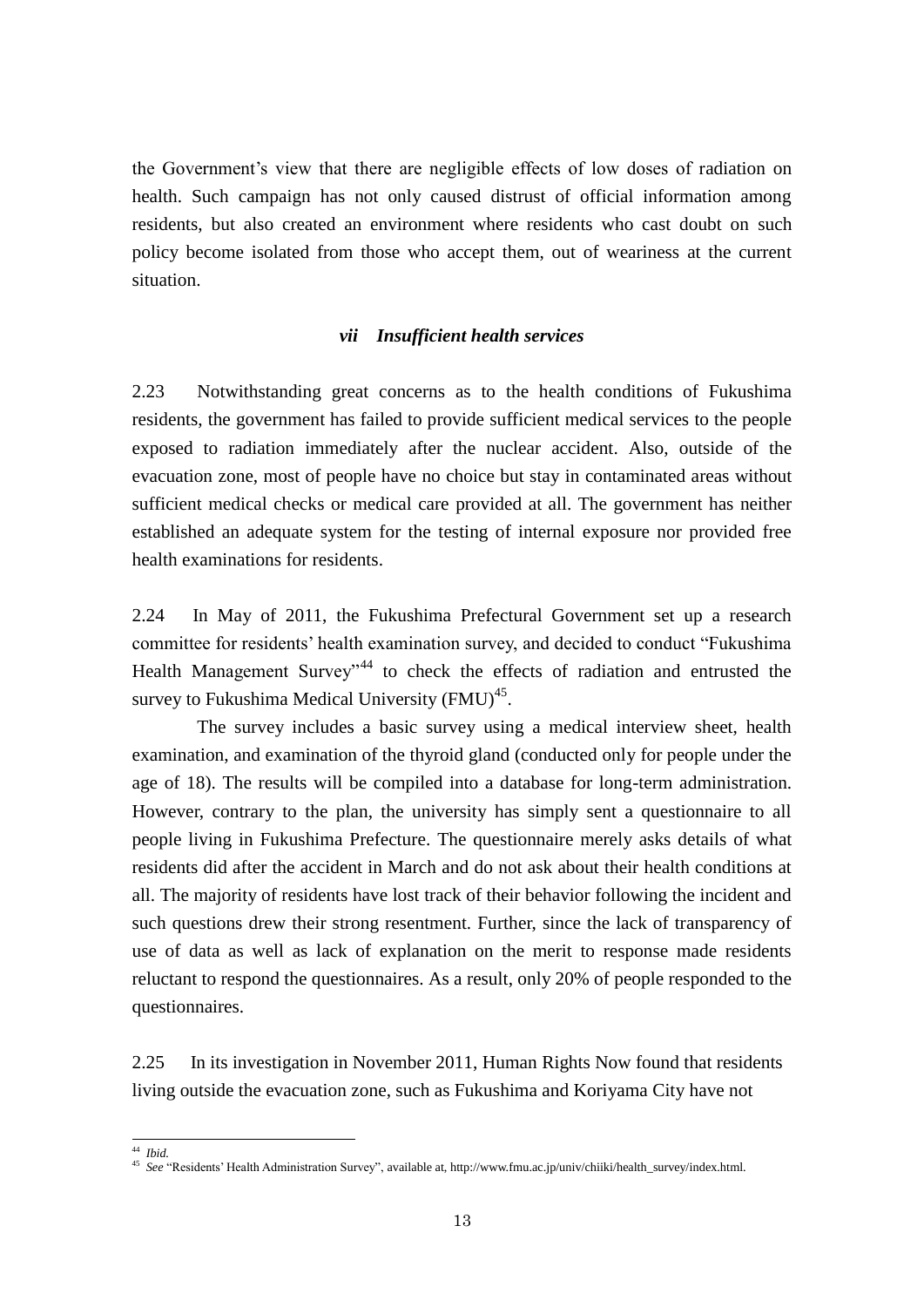the Government's view that there are negligible effects of low doses of radiation on health. Such campaign has not only caused distrust of official information among residents, but also created an environment where residents who cast doubt on such policy become isolated from those who accept them, out of weariness at the current situation.

### *vii Insufficient health services*

2.23 Notwithstanding great concerns as to the health conditions of Fukushima residents, the government has failed to provide sufficient medical services to the people exposed to radiation immediately after the nuclear accident. Also, outside of the evacuation zone, most of people have no choice but stay in contaminated areas without sufficient medical checks or medical care provided at all. The government has neither established an adequate system for the testing of internal exposure nor provided free health examinations for residents.

2.24 In May of 2011, the Fukushima Prefectural Government set up a research committee for residents' health examination survey, and decided to conduct "Fukushima Health Management Survey"[44] to check the effects of radiation and entrusted the survey to Fukushima Medical University (FMU)[45].

The survey includes a basic survey using a medical interview sheet, health examination, and examination of the thyroid gland (conducted only for people under the age of 18). The results will be compiled into a database for long-term administration. However, contrary to the plan, the university has simply sent a questionnaire to all people living in Fukushima Prefecture. The questionnaire merely asks details of what residents did after the accident in March and do not ask about their health conditions at all. The majority of residents have lost track of their behavior following the incident and such questions drew their strong resentment. Further, since the lack of transparency of use of data as well as lack of explanation on the merit to response made residents reluctant to respond the questionnaires. As a result, only 20% of people responded to the questionnaires.

2.25 In its investigation in November 2011, Human Rights Now found that residents living outside the evacuation zone, such as Fukushima and Koriyama City have not

---

[44] *Ibid.*

[45] *See* "Residents' Health Administration Survey", available at, http://www.fmu.ac.jp/univ/chiiki/health_survey/index.html.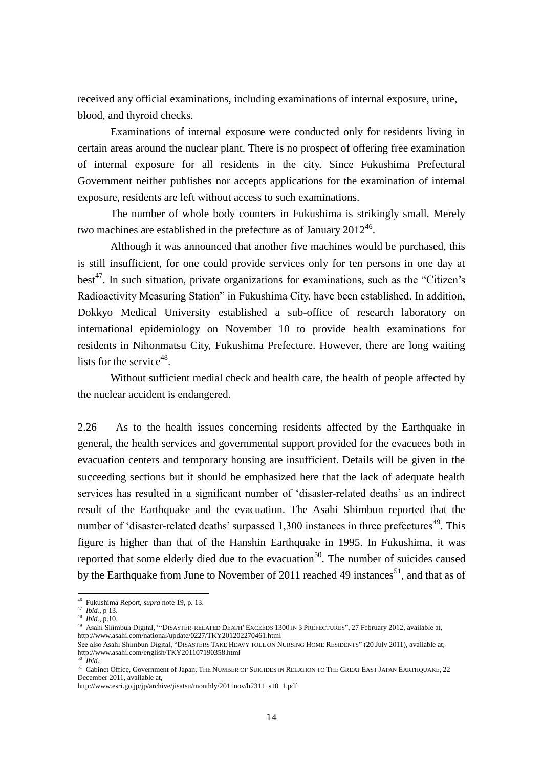received any official examinations, including examinations of internal exposure, urine, blood, and thyroid checks.

Examinations of internal exposure were conducted only for residents living in certain areas around the nuclear plant. There is no prospect of offering free examination of internal exposure for all residents in the city. Since Fukushima Prefectural Government neither publishes nor accepts applications for the examination of internal exposure, residents are left without access to such examinations.

The number of whole body counters in Fukushima is strikingly small. Merely two machines are established in the prefecture as of January 2012[46].

Although it was announced that another five machines would be purchased, this is still insufficient, for one could provide services only for ten persons in one day at best[47]. In such situation, private organizations for examinations, such as the "Citizen's Radioactivity Measuring Station" in Fukushima City, have been established. In addition, Dokkyo Medical University established a sub-office of research laboratory on international epidemiology on November 10 to provide health examinations for residents in Nihonmatsu City, Fukushima Prefecture. However, there are long waiting lists for the service[48].

Without sufficient medial check and health care, the health of people affected by the nuclear accident is endangered.

2.26 As to the health issues concerning residents affected by the Earthquake in general, the health services and governmental support provided for the evacuees both in evacuation centers and temporary housing are insufficient. Details will be given in the succeeding sections but it should be emphasized here that the lack of adequate health services has resulted in a significant number of 'disaster-related deaths' as an indirect result of the Earthquake and the evacuation. The Asahi Shimbun reported that the number of 'disaster-related deaths' surpassed 1,300 instances in three prefectures[49]. This figure is higher than that of the Hanshin Earthquake in 1995. In Fukushima, it was reported that some elderly died due to the evacuation[50]. The number of suicides caused by the Earthquake from June to November of 2011 reached 49 instances[51], and that as of

---

[46] Fukushima Report, *supra* note 19, p. 13.

[47] *Ibid.*, p 13.

[48] *Ibid.*, p.10.

[49] Asahi Shimbun Digital, "'Disaster-related Death' Exceeds 1300 in 3 Prefectures", 27 February 2012, available at, http://www.asahi.com/national/update/0227/TKY201202270461.html
See also Asahi Shimbun Digital, "Disasters Take Heavy toll on Nursing Home Residents" (20 July 2011), available at, http://www.asahi.com/english/TKY201107190358.html

[50] *Ibid.*

[51] Cabinet Office, Government of Japan, The Number of Suicides in Relation to The Great East Japan Earthquake, 22 December 2011, available at,
http://www.esri.go.jp/jp/archive/jisatsu/monthly/2011nov/h2311_s10_1.pdf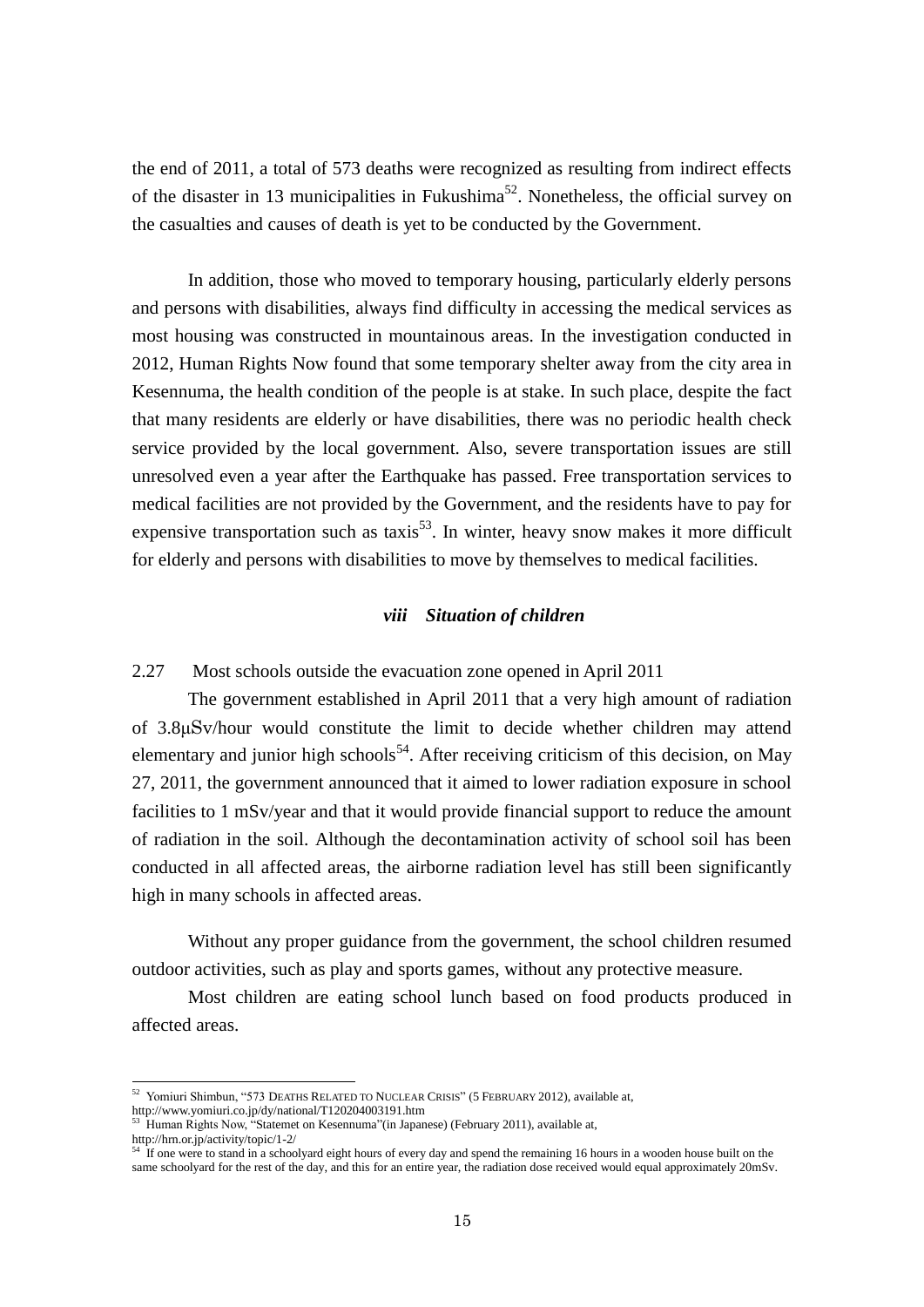the end of 2011, a total of 573 deaths were recognized as resulting from indirect effects of the disaster in 13 municipalities in Fukushima[52]. Nonetheless, the official survey on the casualties and causes of death is yet to be conducted by the Government.

In addition, those who moved to temporary housing, particularly elderly persons and persons with disabilities, always find difficulty in accessing the medical services as most housing was constructed in mountainous areas. In the investigation conducted in 2012, Human Rights Now found that some temporary shelter away from the city area in Kesennuma, the health condition of the people is at stake. In such place, despite the fact that many residents are elderly or have disabilities, there was no periodic health check service provided by the local government. Also, severe transportation issues are still unresolved even a year after the Earthquake has passed. Free transportation services to medical facilities are not provided by the Government, and the residents have to pay for expensive transportation such as taxis[53]. In winter, heavy snow makes it more difficult for elderly and persons with disabilities to move by themselves to medical facilities.

### *viii Situation of children*

2.27 Most schools outside the evacuation zone opened in April 2011

The government established in April 2011 that a very high amount of radiation of 3.8μSv/hour would constitute the limit to decide whether children may attend elementary and junior high schools[54]. After receiving criticism of this decision, on May 27, 2011, the government announced that it aimed to lower radiation exposure in school facilities to 1 mSv/year and that it would provide financial support to reduce the amount of radiation in the soil. Although the decontamination activity of school soil has been conducted in all affected areas, the airborne radiation level has still been significantly high in many schools in affected areas.

Without any proper guidance from the government, the school children resumed outdoor activities, such as play and sports games, without any protective measure.

Most children are eating school lunch based on food products produced in affected areas.

---

[52] Yomiuri Shimbun, "573 DEATHS RELATED TO NUCLEAR CRISIS" (5 FEBRUARY 2012), available at, http://www.yomiuri.co.jp/dy/national/T120204003191.htm

[53] Human Rights Now, "Statemet on Kesennuma"(in Japanese) (February 2011), available at, http://hrn.or.jp/activity/topic/1-2/

[54] If one were to stand in a schoolyard eight hours of every day and spend the remaining 16 hours in a wooden house built on the same schoolyard for the rest of the day, and this for an entire year, the radiation dose received would equal approximately 20mSv.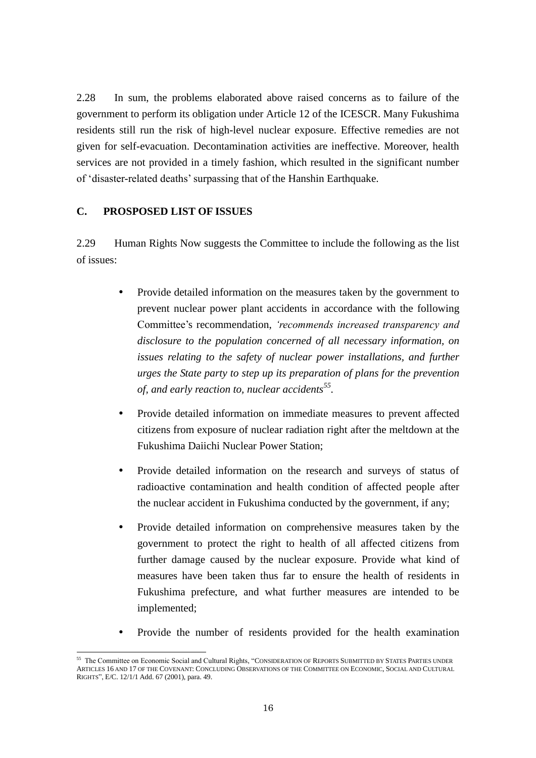2.28 In sum, the problems elaborated above raised concerns as to failure of the government to perform its obligation under Article 12 of the ICESCR. Many Fukushima residents still run the risk of high-level nuclear exposure. Effective remedies are not given for self-evacuation. Decontamination activities are ineffective. Moreover, health services are not provided in a timely fashion, which resulted in the significant number of 'disaster-related deaths' surpassing that of the Hanshin Earthquake.

## C. PROSPOSED LIST OF ISSUES

2.29 Human Rights Now suggests the Committee to include the following as the list of issues:

- Provide detailed information on the measures taken by the government to prevent nuclear power plant accidents in accordance with the following Committee's recommendation, *'recommends increased transparency and disclosure to the population concerned of all necessary information, on issues relating to the safety of nuclear power installations, and further urges the State party to step up its preparation of plans for the prevention of, and early reaction to, nuclear accidents*[55].
- Provide detailed information on immediate measures to prevent affected citizens from exposure of nuclear radiation right after the meltdown at the Fukushima Daiichi Nuclear Power Station;
- Provide detailed information on the research and surveys of status of radioactive contamination and health condition of affected people after the nuclear accident in Fukushima conducted by the government, if any;
- Provide detailed information on comprehensive measures taken by the government to protect the right to health of all affected citizens from further damage caused by the nuclear exposure. Provide what kind of measures have been taken thus far to ensure the health of residents in Fukushima prefecture, and what further measures are intended to be implemented;
- Provide the number of residents provided for the health examination

[55] The Committee on Economic Social and Cultural Rights, "CONSIDERATION OF REPORTS SUBMITTED BY STATES PARTIES UNDER ARTICLES 16 AND 17 OF THE COVENANT: CONCLUDING OBSERVATIONS OF THE COMMITTEE ON ECONOMIC, SOCIAL AND CULTURAL RIGHTS", E/C. 12/1/1 Add. 67 (2001), para. 49.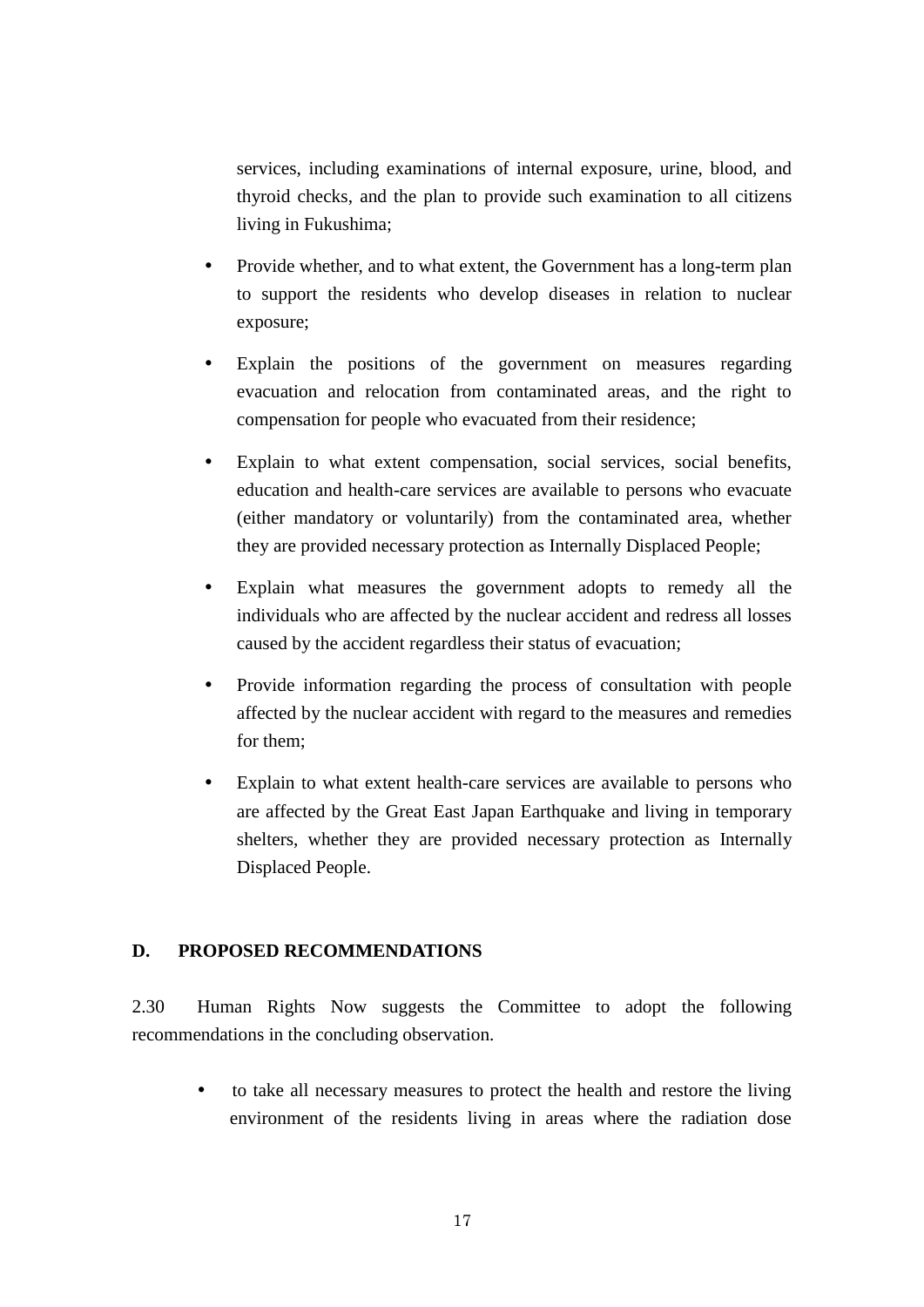services, including examinations of internal exposure, urine, blood, and thyroid checks, and the plan to provide such examination to all citizens living in Fukushima;

- Provide whether, and to what extent, the Government has a long-term plan to support the residents who develop diseases in relation to nuclear exposure;
- Explain the positions of the government on measures regarding evacuation and relocation from contaminated areas, and the right to compensation for people who evacuated from their residence;
- Explain to what extent compensation, social services, social benefits, education and health-care services are available to persons who evacuate (either mandatory or voluntarily) from the contaminated area, whether they are provided necessary protection as Internally Displaced People;
- Explain what measures the government adopts to remedy all the individuals who are affected by the nuclear accident and redress all losses caused by the accident regardless their status of evacuation;
- Provide information regarding the process of consultation with people affected by the nuclear accident with regard to the measures and remedies for them;
- Explain to what extent health-care services are available to persons who are affected by the Great East Japan Earthquake and living in temporary shelters, whether they are provided necessary protection as Internally Displaced People.

## D. PROPOSED RECOMMENDATIONS

2.30 Human Rights Now suggests the Committee to adopt the following recommendations in the concluding observation.

- to take all necessary measures to protect the health and restore the living environment of the residents living in areas where the radiation dose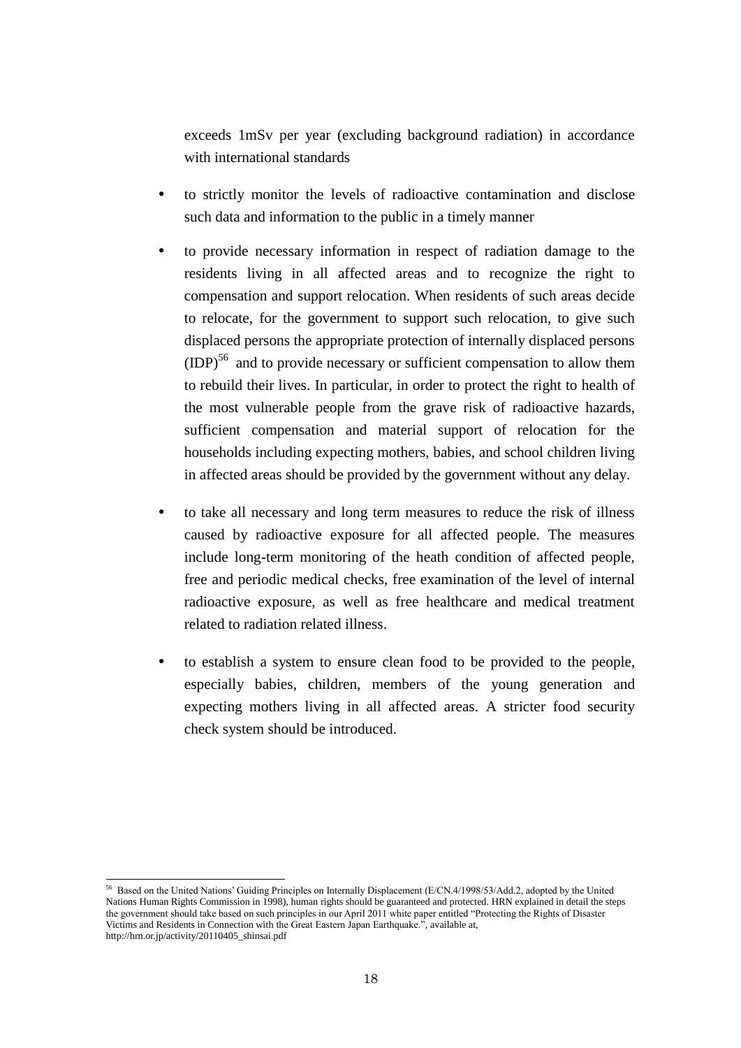exceeds 1mSv per year (excluding background radiation) in accordance with international standards

- to strictly monitor the levels of radioactive contamination and disclose such data and information to the public in a timely manner

- to provide necessary information in respect of radiation damage to the residents living in all affected areas and to recognize the right to compensation and support relocation. When residents of such areas decide to relocate, for the government to support such relocation, to give such displaced persons the appropriate protection of internally displaced persons (IDP)[56] and to provide necessary or sufficient compensation to allow them to rebuild their lives. In particular, in order to protect the right to health of the most vulnerable people from the grave risk of radioactive hazards, sufficient compensation and material support of relocation for the households including expecting mothers, babies, and school children living in affected areas should be provided by the government without any delay.

- to take all necessary and long term measures to reduce the risk of illness caused by radioactive exposure for all affected people. The measures include long-term monitoring of the heath condition of affected people, free and periodic medical checks, free examination of the level of internal radioactive exposure, as well as free healthcare and medical treatment related to radiation related illness.

- to establish a system to ensure clean food to be provided to the people, especially babies, children, members of the young generation and expecting mothers living in all affected areas. A stricter food security check system should be introduced.

---

[56] Based on the United Nations' Guiding Principles on Internally Displacement (E/CN.4/1998/53/Add.2, adopted by the United Nations Human Rights Commission in 1998), human rights should be guaranteed and protected. HRN explained in detail the steps the government should take based on such principles in our April 2011 white paper entitled "Protecting the Rights of Disaster Victims and Residents in Connection with the Great Eastern Japan Earthquake.", available at, http://hrn.or.jp/activity/20110405_shinsai.pdf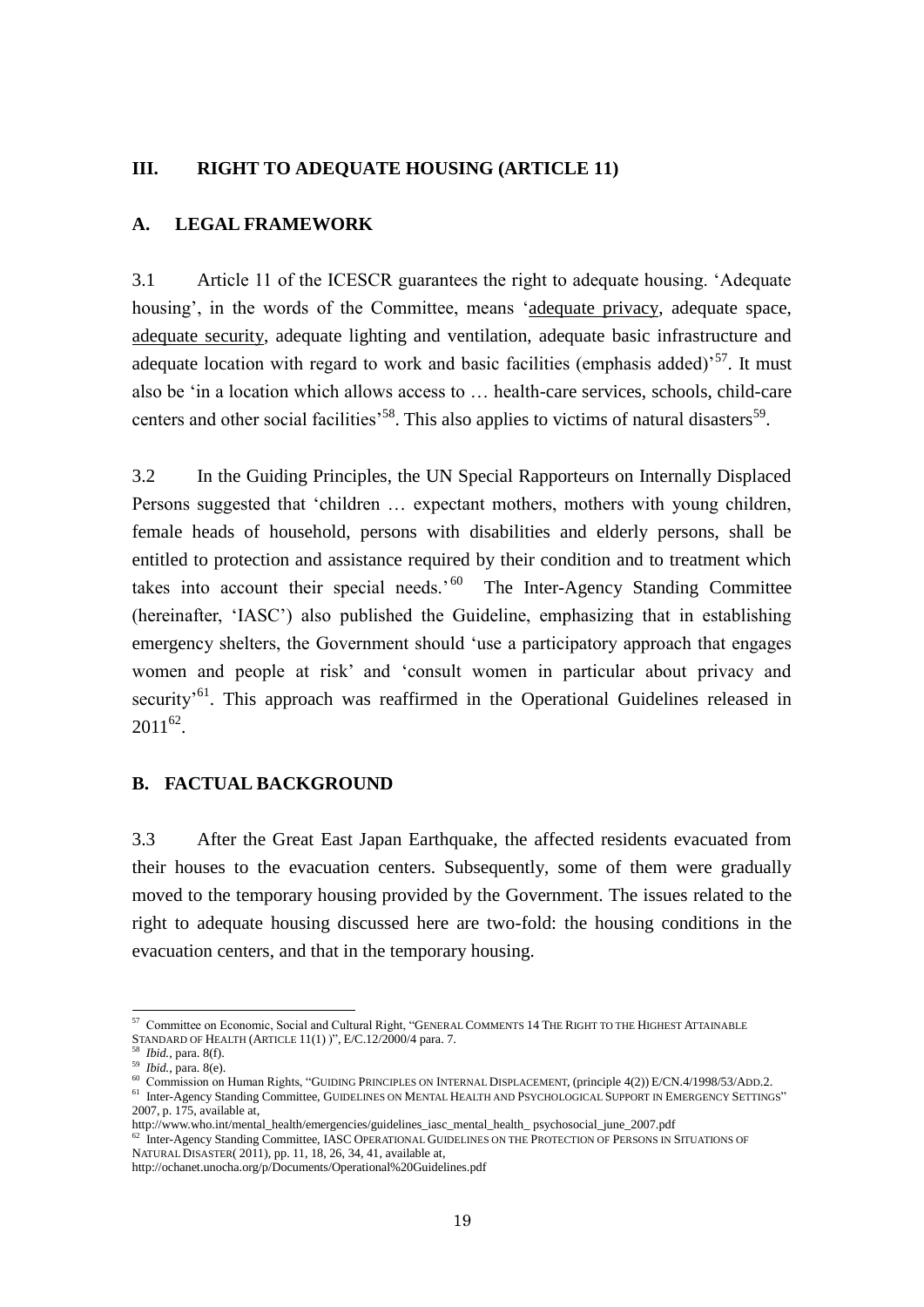## III. RIGHT TO ADEQUATE HOUSING (ARTICLE 11)

### A. LEGAL FRAMEWORK

3.1 Article 11 of the ICESCR guarantees the right to adequate housing. 'Adequate housing', in the words of the Committee, means 'adequate privacy, adequate space, adequate security, adequate lighting and ventilation, adequate basic infrastructure and adequate location with regard to work and basic facilities (emphasis added)'[57]. It must also be 'in a location which allows access to … health-care services, schools, child-care centers and other social facilities'[58]. This also applies to victims of natural disasters[59].

3.2 In the Guiding Principles, the UN Special Rapporteurs on Internally Displaced Persons suggested that 'children … expectant mothers, mothers with young children, female heads of household, persons with disabilities and elderly persons, shall be entitled to protection and assistance required by their condition and to treatment which takes into account their special needs.'[60] The Inter-Agency Standing Committee (hereinafter, 'IASC') also published the Guideline, emphasizing that in establishing emergency shelters, the Government should 'use a participatory approach that engages women and people at risk' and 'consult women in particular about privacy and security'[61]. This approach was reaffirmed in the Operational Guidelines released in 2011[62].

### B. FACTUAL BACKGROUND

3.3 After the Great East Japan Earthquake, the affected residents evacuated from their houses to the evacuation centers. Subsequently, some of them were gradually moved to the temporary housing provided by the Government. The issues related to the right to adequate housing discussed here are two-fold: the housing conditions in the evacuation centers, and that in the temporary housing.

---

[57] Committee on Economic, Social and Cultural Right, "GENERAL COMMENTS 14 THE RIGHT TO THE HIGHEST ATTAINABLE STANDARD OF HEALTH (ARTICLE 11(1) )", E/C.12/2000/4 para. 7.

[58] *Ibid.*, para. 8(f).

[59] *Ibid.*, para. 8(e).

[60] Commission on Human Rights, "GUIDING PRINCIPLES ON INTERNAL DISPLACEMENT, (principle 4(2)) E/CN.4/1998/53/ADD.2.

[61] Inter-Agency Standing Committee, GUIDELINES ON MENTAL HEALTH AND PSYCHOLOGICAL SUPPORT IN EMERGENCY SETTINGS" 2007, p. 175, available at, http://www.who.int/mental_health/emergencies/guidelines_iasc_mental_health_ psychosocial_june_2007.pdf

[62] Inter-Agency Standing Committee, IASC OPERATIONAL GUIDELINES ON THE PROTECTION OF PERSONS IN SITUATIONS OF NATURAL DISASTER( 2011), pp. 11, 18, 26, 34, 41, available at, http://ochanet.unocha.org/p/Documents/Operational%20Guidelines.pdf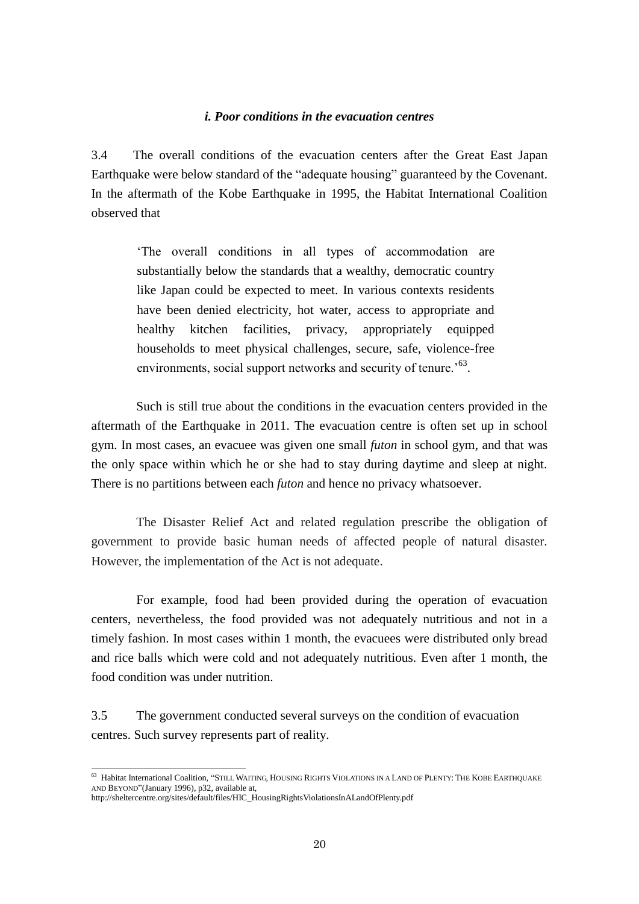### *i. Poor conditions in the evacuation centres*

3.4 The overall conditions of the evacuation centers after the Great East Japan Earthquake were below standard of the "adequate housing" guaranteed by the Covenant. In the aftermath of the Kobe Earthquake in 1995, the Habitat International Coalition observed that

> 'The overall conditions in all types of accommodation are substantially below the standards that a wealthy, democratic country like Japan could be expected to meet. In various contexts residents have been denied electricity, hot water, access to appropriate and healthy kitchen facilities, privacy, appropriately equipped households to meet physical challenges, secure, safe, violence-free environments, social support networks and security of tenure.'[63].

Such is still true about the conditions in the evacuation centers provided in the aftermath of the Earthquake in 2011. The evacuation centre is often set up in school gym. In most cases, an evacuee was given one small *futon* in school gym, and that was the only space within which he or she had to stay during daytime and sleep at night. There is no partitions between each *futon* and hence no privacy whatsoever.

The Disaster Relief Act and related regulation prescribe the obligation of government to provide basic human needs of affected people of natural disaster. However, the implementation of the Act is not adequate.

For example, food had been provided during the operation of evacuation centers, nevertheless, the food provided was not adequately nutritious and not in a timely fashion. In most cases within 1 month, the evacuees were distributed only bread and rice balls which were cold and not adequately nutritious. Even after 1 month, the food condition was under nutrition.

3.5 The government conducted several surveys on the condition of evacuation centres. Such survey represents part of reality.

---

[63] Habitat International Coalition, "STILL WAITING, HOUSING RIGHTS VIOLATIONS IN A LAND OF PLENTY: THE KOBE EARTHQUAKE AND BEYOND"(January 1996), p32, available at, http://sheltercentre.org/sites/default/files/HIC_HousingRightsViolationsInALandOfPlenty.pdf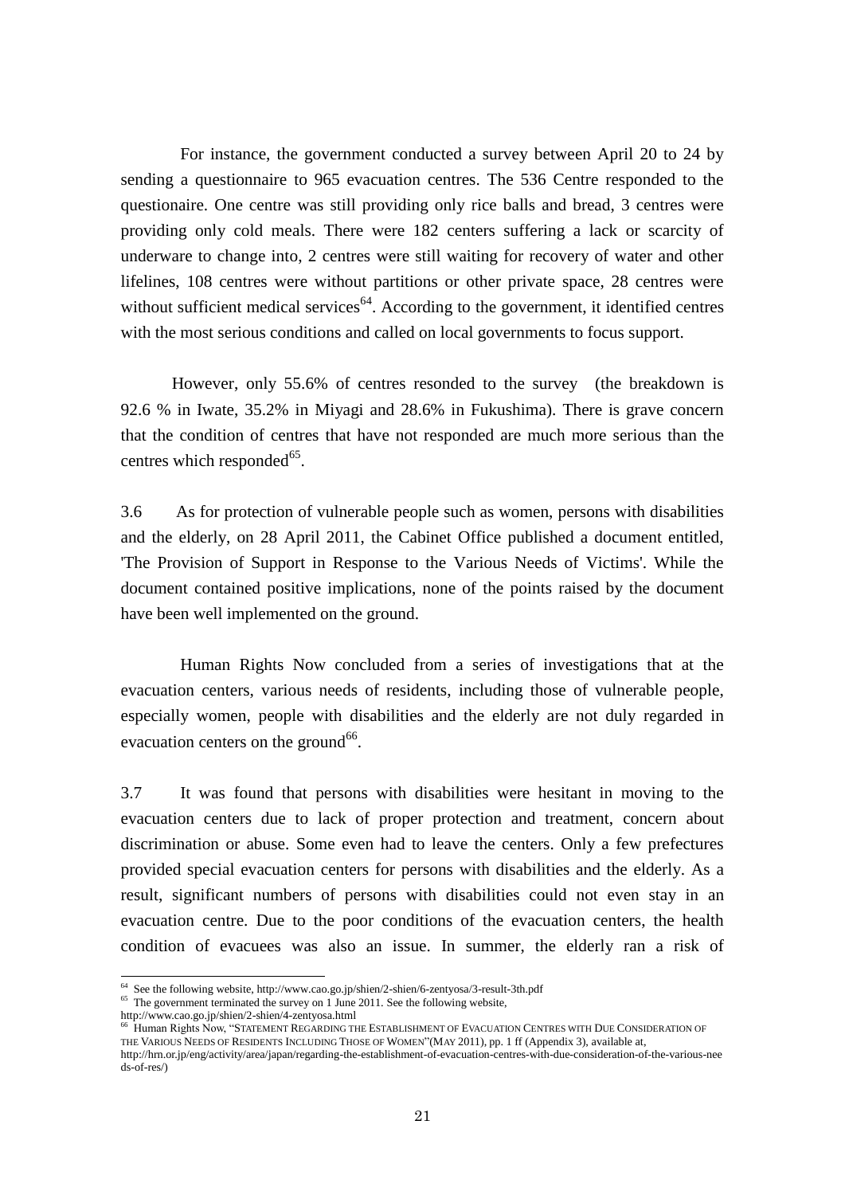For instance, the government conducted a survey between April 20 to 24 by sending a questionnaire to 965 evacuation centres. The 536 Centre responded to the questionaire. One centre was still providing only rice balls and bread, 3 centres were providing only cold meals. There were 182 centers suffering a lack or scarcity of underware to change into, 2 centres were still waiting for recovery of water and other lifelines, 108 centres were without partitions or other private space, 28 centres were without sufficient medical services[64]. According to the government, it identified centres with the most serious conditions and called on local governments to focus support.

However, only 55.6% of centres resonded to the survey (the breakdown is 92.6 % in Iwate, 35.2% in Miyagi and 28.6% in Fukushima). There is grave concern that the condition of centres that have not responded are much more serious than the centres which responded[65].

3.6 As for protection of vulnerable people such as women, persons with disabilities and the elderly, on 28 April 2011, the Cabinet Office published a document entitled, 'The Provision of Support in Response to the Various Needs of Victims'. While the document contained positive implications, none of the points raised by the document have been well implemented on the ground.

Human Rights Now concluded from a series of investigations that at the evacuation centers, various needs of residents, including those of vulnerable people, especially women, people with disabilities and the elderly are not duly regarded in evacuation centers on the ground[66].

3.7 It was found that persons with disabilities were hesitant in moving to the evacuation centers due to lack of proper protection and treatment, concern about discrimination or abuse. Some even had to leave the centers. Only a few prefectures provided special evacuation centers for persons with disabilities and the elderly. As a result, significant numbers of persons with disabilities could not even stay in an evacuation centre. Due to the poor conditions of the evacuation centers, the health condition of evacuees was also an issue. In summer, the elderly ran a risk of

---

[64] See the following website, http://www.cao.go.jp/shien/2-shien/6-zentyosa/3-result-3th.pdf

[65] The government terminated the survey on 1 June 2011. See the following website, http://www.cao.go.jp/shien/2-shien/4-zentyosa.html

[66] Human Rights Now, "STATEMENT REGARDING THE ESTABLISHMENT OF EVACUATION CENTRES WITH DUE CONSIDERATION OF THE VARIOUS NEEDS OF RESIDENTS INCLUDING THOSE OF WOMEN"(MAY 2011), pp. 1 ff (Appendix 3), available at, http://hrn.or.jp/eng/activity/area/japan/regarding-the-establishment-of-evacuation-centres-with-due-consideration-of-the-various-needs-of-res/)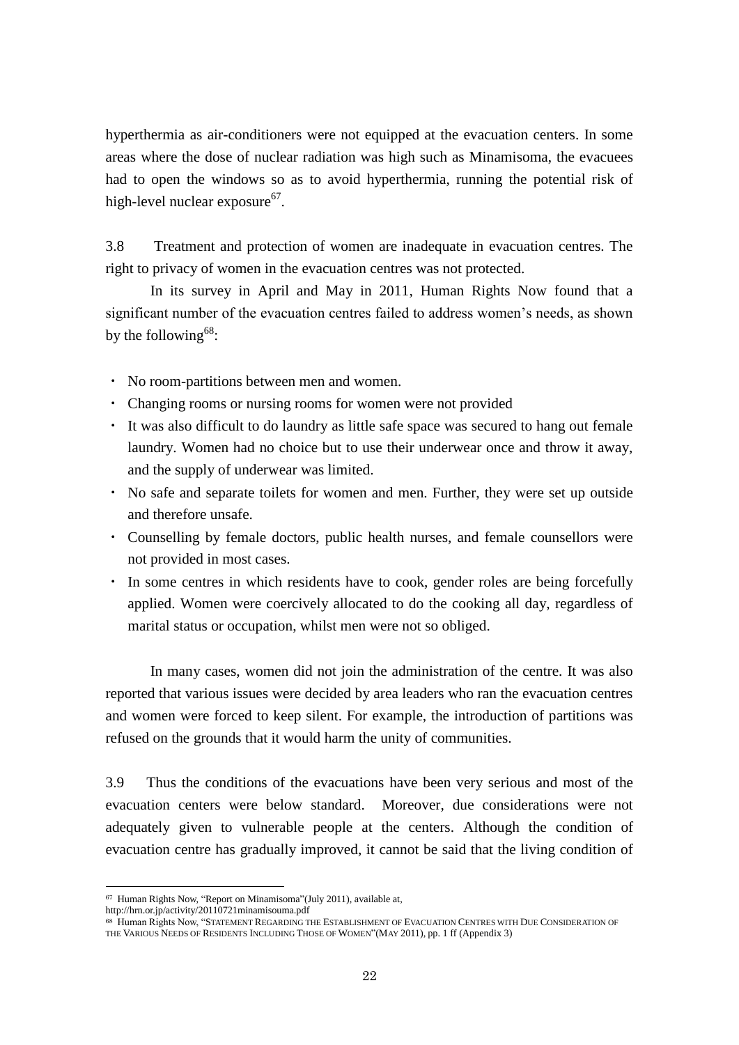hyperthermia as air-conditioners were not equipped at the evacuation centers. In some areas where the dose of nuclear radiation was high such as Minamisoma, the evacuees had to open the windows so as to avoid hyperthermia, running the potential risk of high-level nuclear exposure[67].

3.8 Treatment and protection of women are inadequate in evacuation centres. The right to privacy of women in the evacuation centres was not protected.

In its survey in April and May in 2011, Human Rights Now found that a significant number of the evacuation centres failed to address women's needs, as shown by the following[68]:

- No room-partitions between men and women.
- Changing rooms or nursing rooms for women were not provided
- It was also difficult to do laundry as little safe space was secured to hang out female laundry. Women had no choice but to use their underwear once and throw it away, and the supply of underwear was limited.
- No safe and separate toilets for women and men. Further, they were set up outside and therefore unsafe.
- Counselling by female doctors, public health nurses, and female counsellors were not provided in most cases.
- In some centres in which residents have to cook, gender roles are being forcefully applied. Women were coercively allocated to do the cooking all day, regardless of marital status or occupation, whilst men were not so obliged.

In many cases, women did not join the administration of the centre. It was also reported that various issues were decided by area leaders who ran the evacuation centres and women were forced to keep silent. For example, the introduction of partitions was refused on the grounds that it would harm the unity of communities.

3.9 Thus the conditions of the evacuations have been very serious and most of the evacuation centers were below standard. Moreover, due considerations were not adequately given to vulnerable people at the centers. Although the condition of evacuation centre has gradually improved, it cannot be said that the living condition of

---

[67] Human Rights Now, "Report on Minamisoma"(July 2011), available at, http://hrn.or.jp/activity/20110721minamisouma.pdf

[68] Human Rights Now, "STATEMENT REGARDING THE ESTABLISHMENT OF EVACUATION CENTRES WITH DUE CONSIDERATION OF THE VARIOUS NEEDS OF RESIDENTS INCLUDING THOSE OF WOMEN"(MAY 2011), pp. 1 ff (Appendix 3)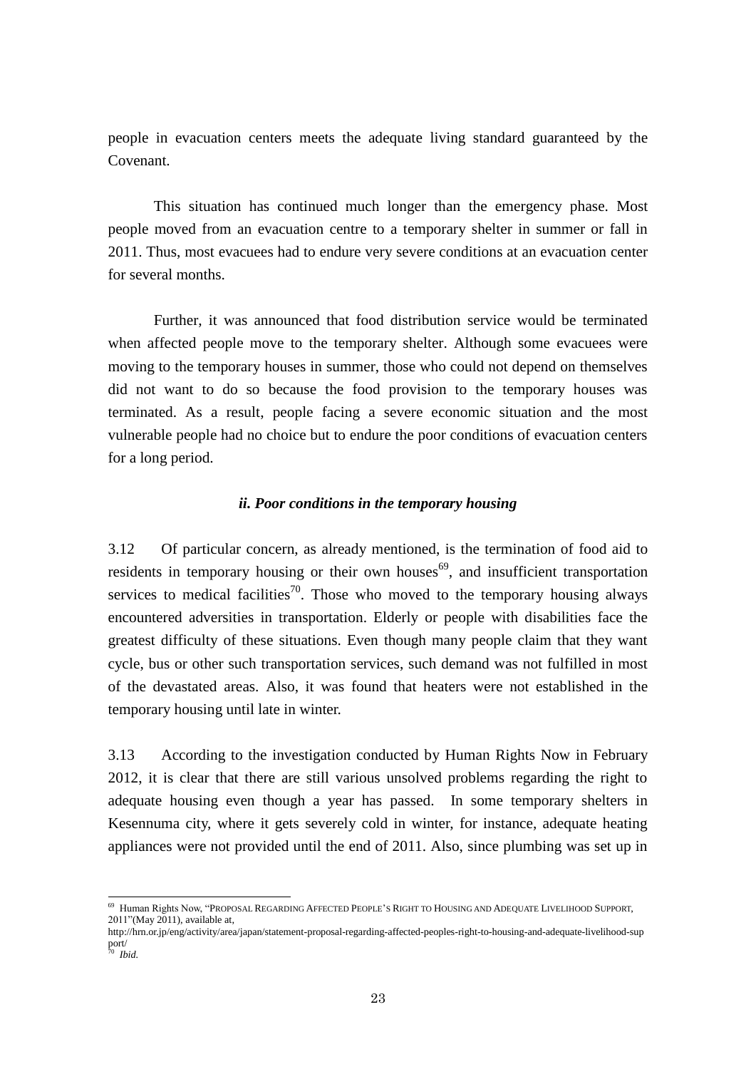people in evacuation centers meets the adequate living standard guaranteed by the Covenant.

This situation has continued much longer than the emergency phase. Most people moved from an evacuation centre to a temporary shelter in summer or fall in 2011. Thus, most evacuees had to endure very severe conditions at an evacuation center for several months.

Further, it was announced that food distribution service would be terminated when affected people move to the temporary shelter. Although some evacuees were moving to the temporary houses in summer, those who could not depend on themselves did not want to do so because the food provision to the temporary houses was terminated. As a result, people facing a severe economic situation and the most vulnerable people had no choice but to endure the poor conditions of evacuation centers for a long period.

***ii. Poor conditions in the temporary housing***

3.12 Of particular concern, as already mentioned, is the termination of food aid to residents in temporary housing or their own houses[69], and insufficient transportation services to medical facilities[70]. Those who moved to the temporary housing always encountered adversities in transportation. Elderly or people with disabilities face the greatest difficulty of these situations. Even though many people claim that they want cycle, bus or other such transportation services, such demand was not fulfilled in most of the devastated areas. Also, it was found that heaters were not established in the temporary housing until late in winter.

3.13 According to the investigation conducted by Human Rights Now in February 2012, it is clear that there are still various unsolved problems regarding the right to adequate housing even though a year has passed. In some temporary shelters in Kesennuma city, where it gets severely cold in winter, for instance, adequate heating appliances were not provided until the end of 2011. Also, since plumbing was set up in

---

[69] Human Rights Now, "PROPOSAL REGARDING AFFECTED PEOPLE'S RIGHT TO HOUSING AND ADEQUATE LIVELIHOOD SUPPORT, 2011"(May 2011), available at, http://hrn.or.jp/eng/activity/area/japan/statement-proposal-regarding-affected-peoples-right-to-housing-and-adequate-livelihood-support/

[70] *Ibid.*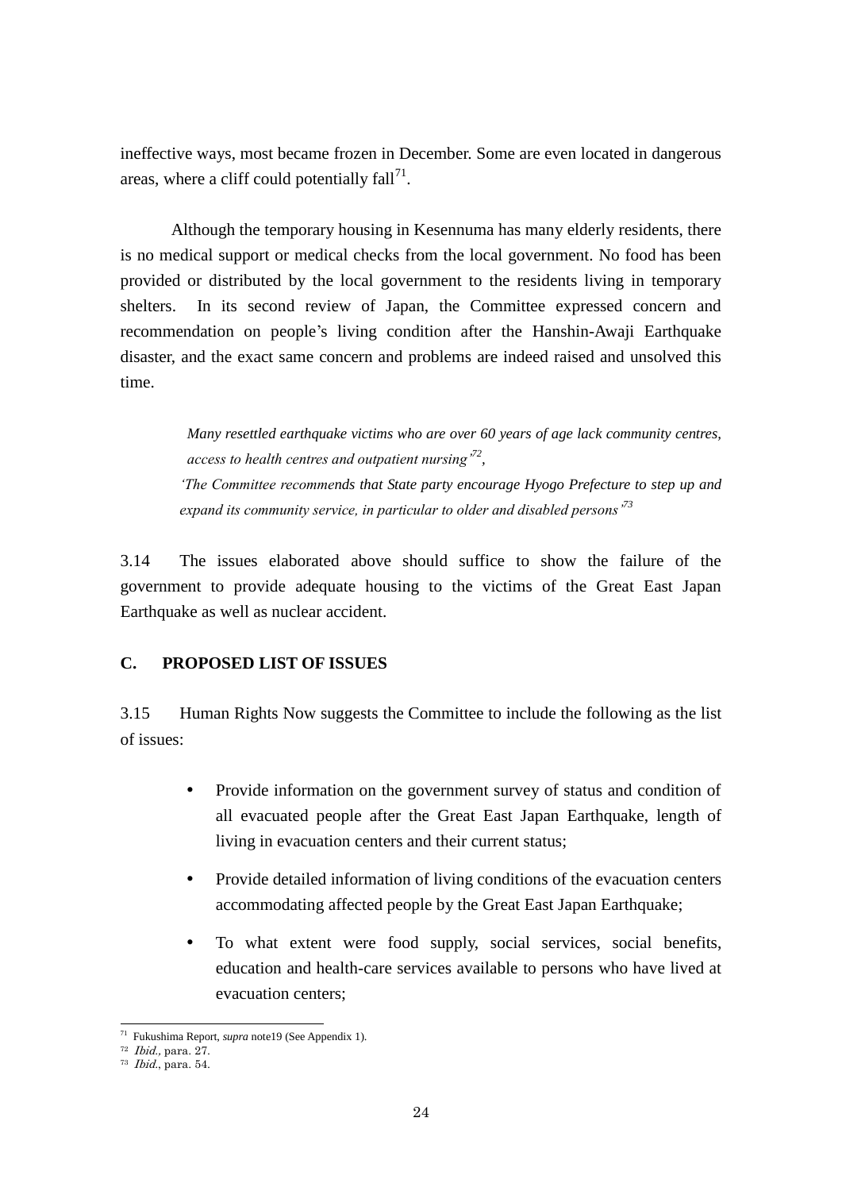ineffective ways, most became frozen in December. Some are even located in dangerous areas, where a cliff could potentially fall[71].

Although the temporary housing in Kesennuma has many elderly residents, there is no medical support or medical checks from the local government. No food has been provided or distributed by the local government to the residents living in temporary shelters. In its second review of Japan, the Committee expressed concern and recommendation on people's living condition after the Hanshin-Awaji Earthquake disaster, and the exact same concern and problems are indeed raised and unsolved this time.

> *Many resettled earthquake victims who are over 60 years of age lack community centres, access to health centres and outpatient nursing'*[72]*,*
>
> *'The Committee recommends that State party encourage Hyogo Prefecture to step up and expand its community service, in particular to older and disabled persons'*[73]

3.14 The issues elaborated above should suffice to show the failure of the government to provide adequate housing to the victims of the Great East Japan Earthquake as well as nuclear accident.

## C. PROPOSED LIST OF ISSUES

3.15 Human Rights Now suggests the Committee to include the following as the list of issues:

- Provide information on the government survey of status and condition of all evacuated people after the Great East Japan Earthquake, length of living in evacuation centers and their current status;
- Provide detailed information of living conditions of the evacuation centers accommodating affected people by the Great East Japan Earthquake;
- To what extent were food supply, social services, social benefits, education and health-care services available to persons who have lived at evacuation centers;

---

[71] Fukushima Report, *supra* note19 (See Appendix 1).

[72] *Ibid.*, para. 27.

[73] *Ibid.*, para. 54.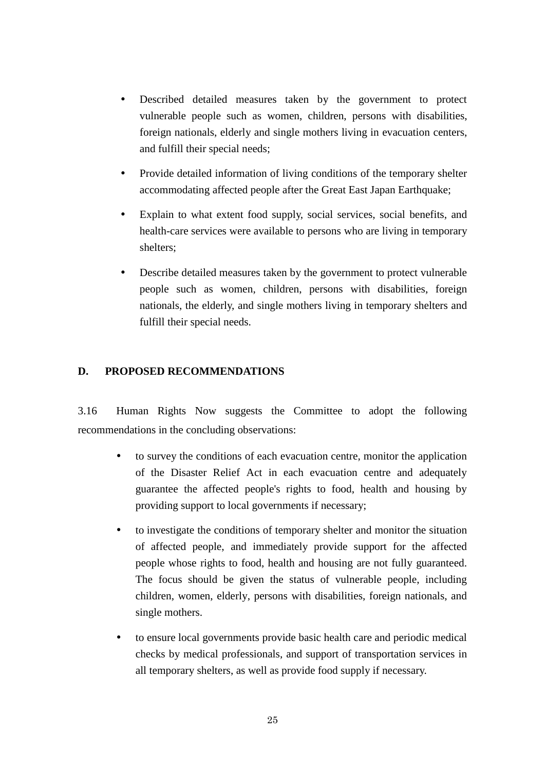- Described detailed measures taken by the government to protect vulnerable people such as women, children, persons with disabilities, foreign nationals, elderly and single mothers living in evacuation centers, and fulfill their special needs;

- Provide detailed information of living conditions of the temporary shelter accommodating affected people after the Great East Japan Earthquake;

- Explain to what extent food supply, social services, social benefits, and health-care services were available to persons who are living in temporary shelters;

- Describe detailed measures taken by the government to protect vulnerable people such as women, children, persons with disabilities, foreign nationals, the elderly, and single mothers living in temporary shelters and fulfill their special needs.

## D. PROPOSED RECOMMENDATIONS

3.16 Human Rights Now suggests the Committee to adopt the following recommendations in the concluding observations:

- to survey the conditions of each evacuation centre, monitor the application of the Disaster Relief Act in each evacuation centre and adequately guarantee the affected people's rights to food, health and housing by providing support to local governments if necessary;

- to investigate the conditions of temporary shelter and monitor the situation of affected people, and immediately provide support for the affected people whose rights to food, health and housing are not fully guaranteed. The focus should be given the status of vulnerable people, including children, women, elderly, persons with disabilities, foreign nationals, and single mothers.

- to ensure local governments provide basic health care and periodic medical checks by medical professionals, and support of transportation services in all temporary shelters, as well as provide food supply if necessary.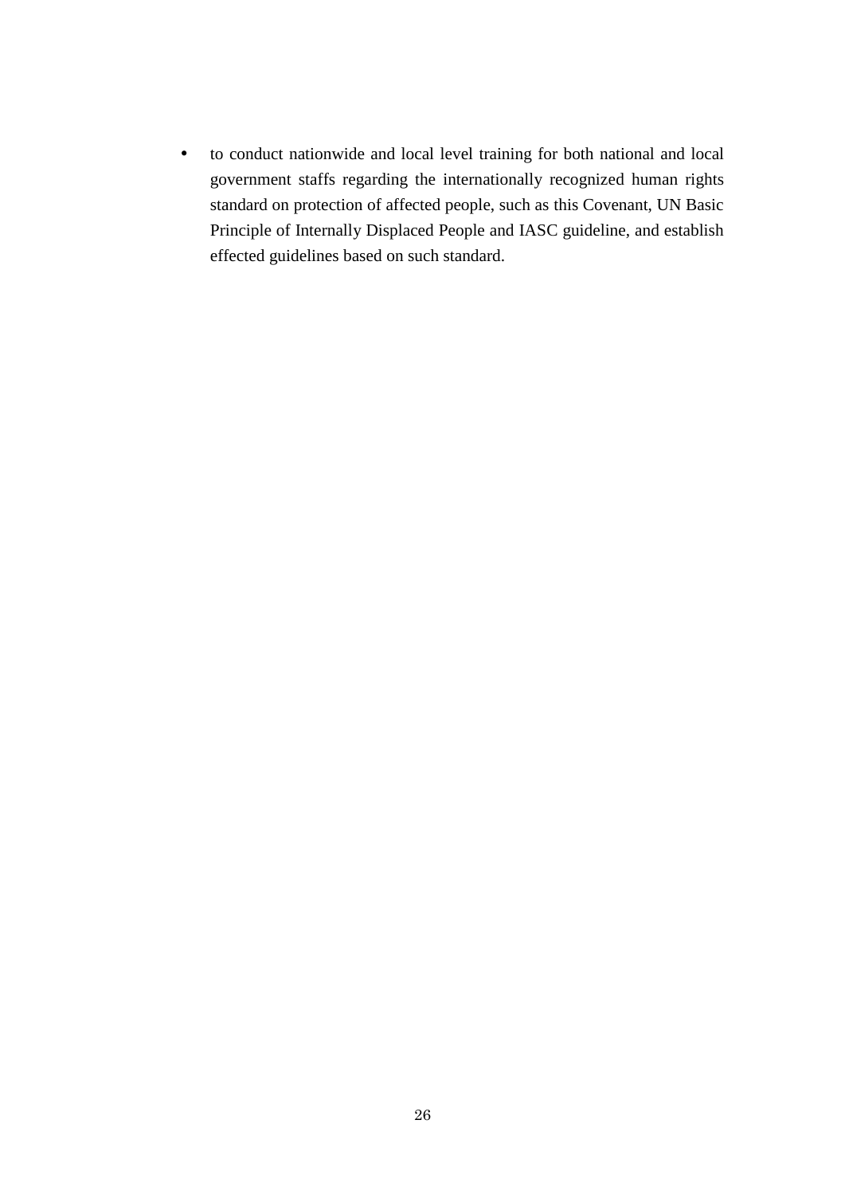- to conduct nationwide and local level training for both national and local government staffs regarding the internationally recognized human rights standard on protection of affected people, such as this Covenant, UN Basic Principle of Internally Displaced People and IASC guideline, and establish effected guidelines based on such standard.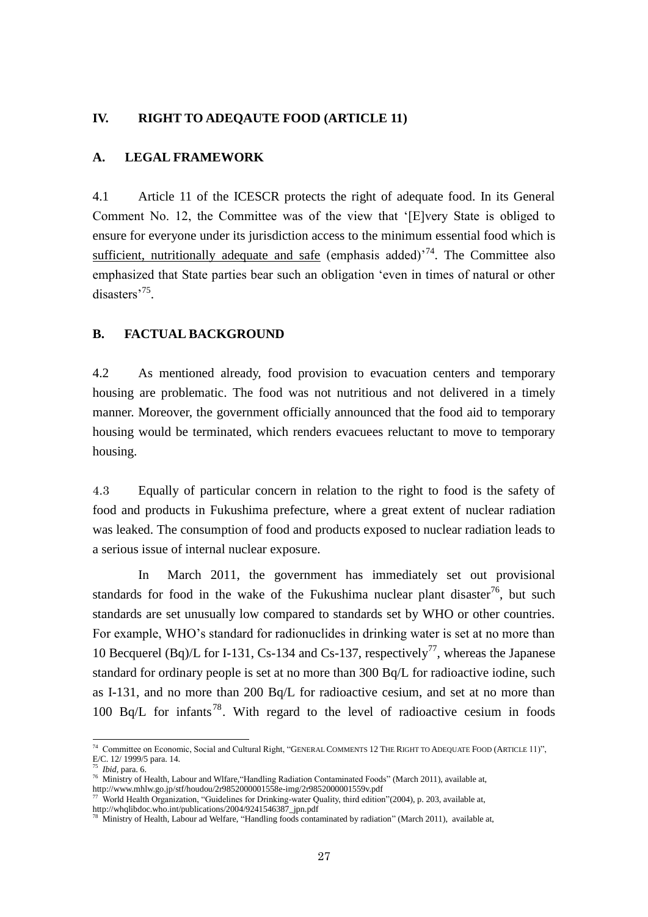## IV. RIGHT TO ADEQAUTE FOOD (ARTICLE 11)

### A. LEGAL FRAMEWORK

4.1 Article 11 of the ICESCR protects the right of adequate food. In its General Comment No. 12, the Committee was of the view that '[E]very State is obliged to ensure for everyone under its jurisdiction access to the minimum essential food which is sufficient, nutritionally adequate and safe (emphasis added)'[74]. The Committee also emphasized that State parties bear such an obligation 'even in times of natural or other disasters'[75].

### B. FACTUAL BACKGROUND

4.2 As mentioned already, food provision to evacuation centers and temporary housing are problematic. The food was not nutritious and not delivered in a timely manner. Moreover, the government officially announced that the food aid to temporary housing would be terminated, which renders evacuees reluctant to move to temporary housing.

4.3 Equally of particular concern in relation to the right to food is the safety of food and products in Fukushima prefecture, where a great extent of nuclear radiation was leaked. The consumption of food and products exposed to nuclear radiation leads to a serious issue of internal nuclear exposure.

In March 2011, the government has immediately set out provisional standards for food in the wake of the Fukushima nuclear plant disaster[76], but such standards are set unusually low compared to standards set by WHO or other countries. For example, WHO's standard for radionuclides in drinking water is set at no more than 10 Becquerel (Bq)/L for I-131, Cs-134 and Cs-137, respectively[77], whereas the Japanese standard for ordinary people is set at no more than 300 Bq/L for radioactive iodine, such as I-131, and no more than 200 Bq/L for radioactive cesium, and set at no more than 100 Bq/L for infants[78]. With regard to the level of radioactive cesium in foods

---

[74] Committee on Economic, Social and Cultural Right, "GENERAL COMMENTS 12 THE RIGHT TO ADEQUATE FOOD (ARTICLE 11)", E/C. 12/ 1999/5 para. 14.

[75] *Ibid*, para. 6.

[76] Ministry of Health, Labour and Wlfare,"Handling Radiation Contaminated Foods" (March 2011), available at, http://www.mhlw.go.jp/stf/houdou/2r9852000001558e-img/2r9852000001559v.pdf

[77] World Health Organization, "Guidelines for Drinking-water Quality, third edition"(2004), p. 203, available at, http://whqlibdoc.who.int/publications/2004/9241546387_jpn.pdf

[78] Ministry of Health, Labour ad Welfare, "Handling foods contaminated by radiation" (March 2011), available at,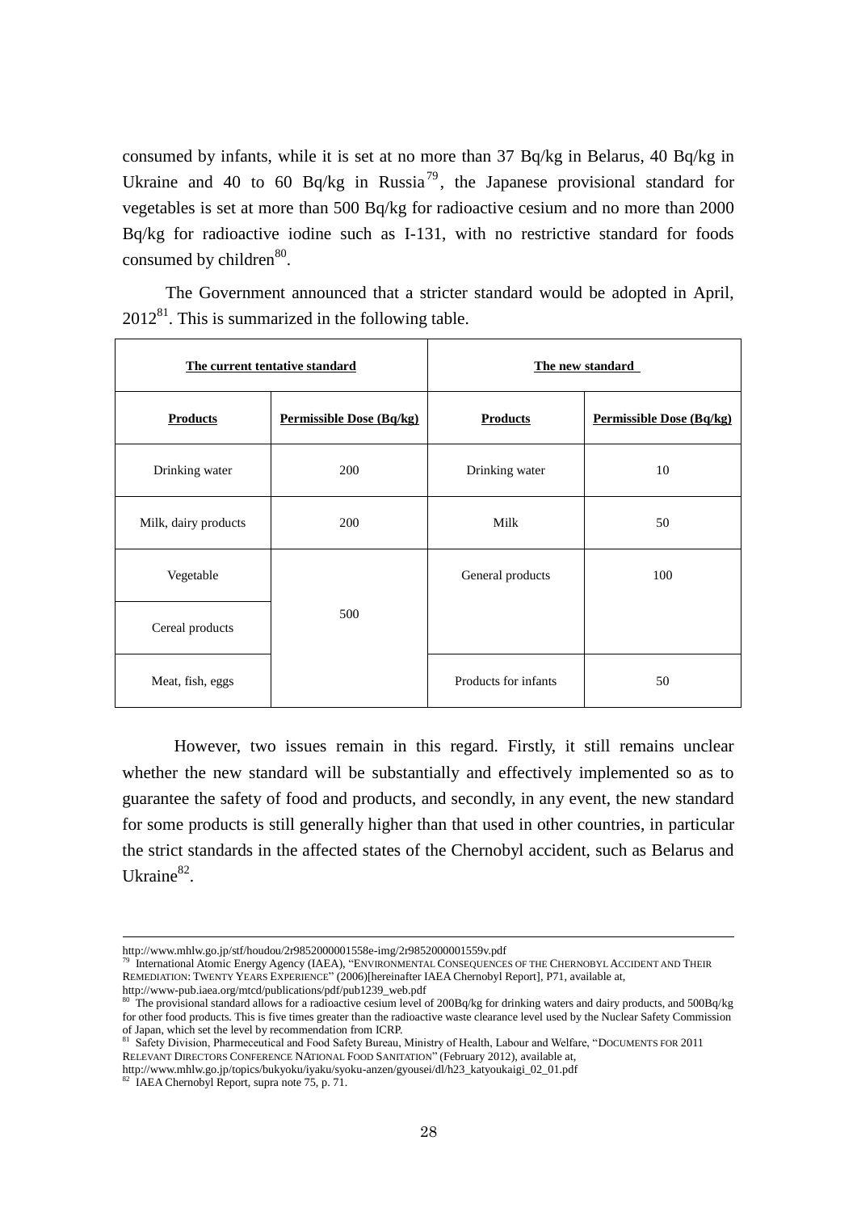consumed by infants, while it is set at no more than 37 Bq/kg in Belarus, 40 Bq/kg in Ukraine and 40 to 60 Bq/kg in Russia[79], the Japanese provisional standard for vegetables is set at more than 500 Bq/kg for radioactive cesium and no more than 2000 Bq/kg for radioactive iodine such as I-131, with no restrictive standard for foods consumed by children[80].

The Government announced that a stricter standard would be adopted in April, 2012[81]. This is summarized in the following table.

| **The current tentative standard** | | **The new standard** | |
|---|---|---|---|
| **Products** | **Permissible Dose (Bq/kg)** | **Products** | **Permissible Dose (Bq/kg)** |
| Drinking water | 200 | Drinking water | 10 |
| Milk, dairy products | 200 | Milk | 50 |
| Vegetable | 500 | General products | 100 |
| Cereal products | | | |
| Meat, fish, eggs | | Products for infants | 50 |

However, two issues remain in this regard. Firstly, it still remains unclear whether the new standard will be substantially and effectively implemented so as to guarantee the safety of food and products, and secondly, in any event, the new standard for some products is still generally higher than that used in other countries, in particular the strict standards in the affected states of the Chernobyl accident, such as Belarus and Ukraine[82].

---

http://www.mhlw.go.jp/stf/houdou/2r9852000001558e-img/2r9852000001559v.pdf

[79] International Atomic Energy Agency (IAEA), "ENVIRONMENTAL CONSEQUENCES OF THE CHERNOBYL ACCIDENT AND THEIR REMEDIATION: TWENTY YEARS EXPERIENCE" (2006)[hereinafter IAEA Chernobyl Report], P71, available at, http://www-pub.iaea.org/mtcd/publications/pdf/pub1239_web.pdf

[80] The provisional standard allows for a radioactive cesium level of 200Bq/kg for drinking waters and dairy products, and 500Bq/kg for other food products. This is five times greater than the radioactive waste clearance level used by the Nuclear Safety Commission of Japan, which set the level by recommendation from ICRP.

[81] Safety Division, Pharmaceutical and Food Safety Bureau, Ministry of Health, Labour and Welfare, "DOCUMENTS FOR 2011 RELEVANT DIRECTORS CONFERENCE NATIONAL FOOD SANITATION" (February 2012), available at, http://www.mhlw.go.jp/topics/bukyoku/iyaku/syoku-anzen/gyousei/dl/h23_katyoukaigi_02_01.pdf

[82] IAEA Chernobyl Report, supra note 75, p. 71.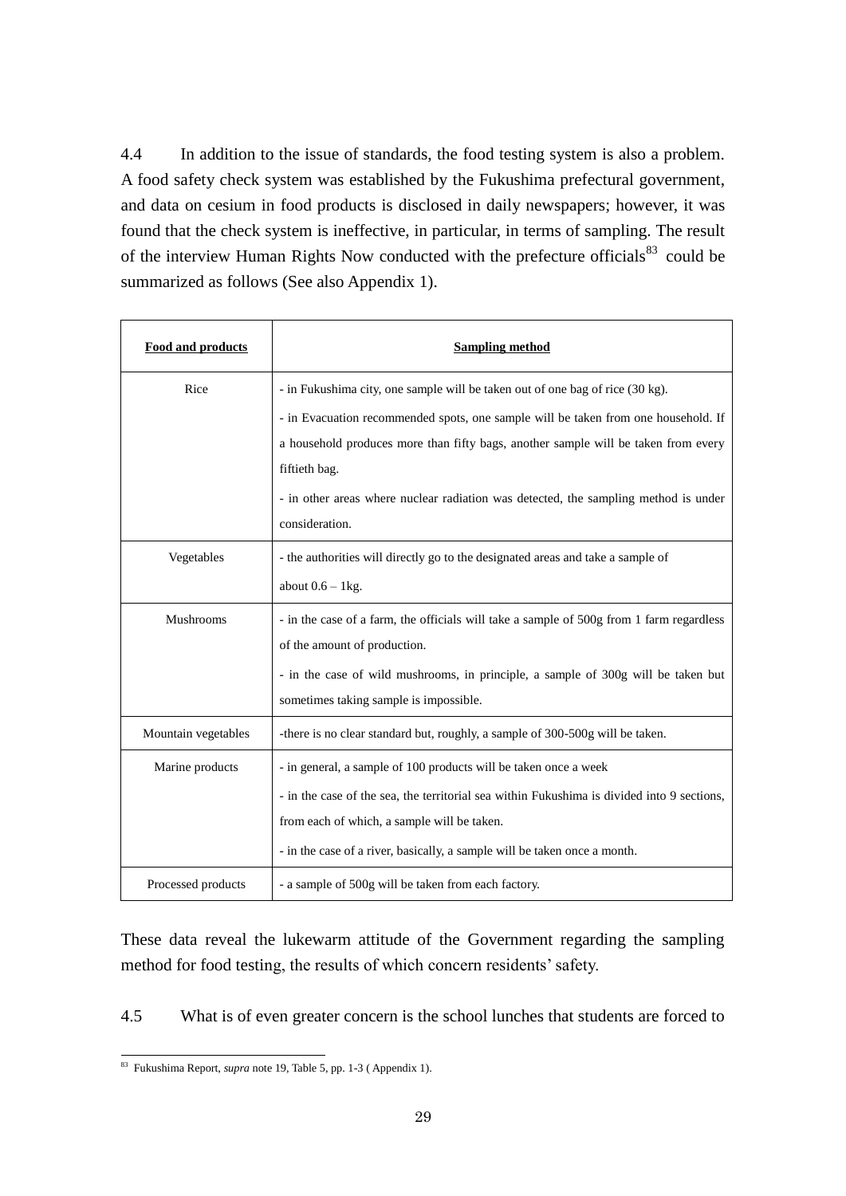4.4 In addition to the issue of standards, the food testing system is also a problem. A food safety check system was established by the Fukushima prefectural government, and data on cesium in food products is disclosed in daily newspapers; however, it was found that the check system is ineffective, in particular, in terms of sampling. The result of the interview Human Rights Now conducted with the prefecture officials[83] could be summarized as follows (See also Appendix 1).

| **Food and products** | **Sampling method** |
|---|---|
| Rice | - in Fukushima city, one sample will be taken out of one bag of rice (30 kg).<br>- in Evacuation recommended spots, one sample will be taken from one household. If a household produces more than fifty bags, another sample will be taken from every fiftieth bag.<br>- in other areas where nuclear radiation was detected, the sampling method is under consideration. |
| Vegetables | - the authorities will directly go to the designated areas and take a sample of about 0.6 – 1kg. |
| Mushrooms | - in the case of a farm, the officials will take a sample of 500g from 1 farm regardless of the amount of production.<br>- in the case of wild mushrooms, in principle, a sample of 300g will be taken but sometimes taking sample is impossible. |
| Mountain vegetables | -there is no clear standard but, roughly, a sample of 300-500g will be taken. |
| Marine products | - in general, a sample of 100 products will be taken once a week<br>- in the case of the sea, the territorial sea within Fukushima is divided into 9 sections, from each of which, a sample will be taken.<br>- in the case of a river, basically, a sample will be taken once a month. |
| Processed products | - a sample of 500g will be taken from each factory. |

These data reveal the lukewarm attitude of the Government regarding the sampling method for food testing, the results of which concern residents' safety.

4.5 What is of even greater concern is the school lunches that students are forced to

[83] Fukushima Report, *supra* note 19, Table 5, pp. 1-3 ( Appendix 1).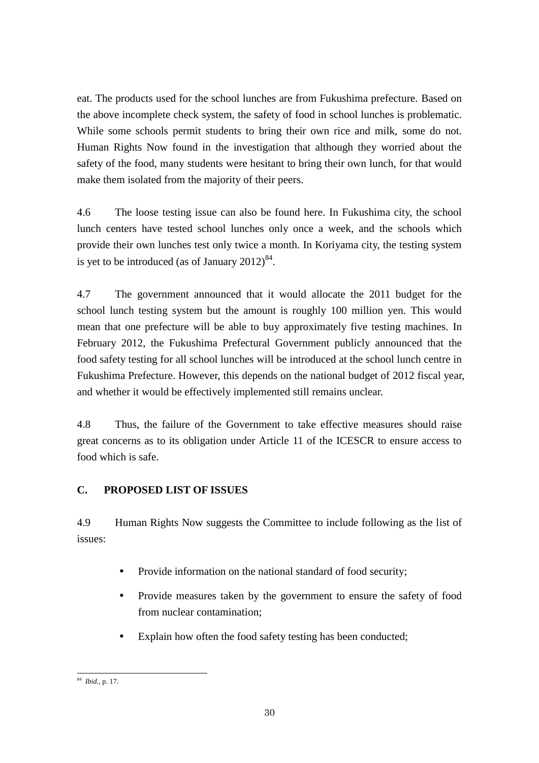eat. The products used for the school lunches are from Fukushima prefecture. Based on the above incomplete check system, the safety of food in school lunches is problematic. While some schools permit students to bring their own rice and milk, some do not. Human Rights Now found in the investigation that although they worried about the safety of the food, many students were hesitant to bring their own lunch, for that would make them isolated from the majority of their peers.

4.6 The loose testing issue can also be found here. In Fukushima city, the school lunch centers have tested school lunches only once a week, and the schools which provide their own lunches test only twice a month. In Koriyama city, the testing system is yet to be introduced (as of January 2012)[84].

4.7 The government announced that it would allocate the 2011 budget for the school lunch testing system but the amount is roughly 100 million yen. This would mean that one prefecture will be able to buy approximately five testing machines. In February 2012, the Fukushima Prefectural Government publicly announced that the food safety testing for all school lunches will be introduced at the school lunch centre in Fukushima Prefecture. However, this depends on the national budget of 2012 fiscal year, and whether it would be effectively implemented still remains unclear.

4.8 Thus, the failure of the Government to take effective measures should raise great concerns as to its obligation under Article 11 of the ICESCR to ensure access to food which is safe.

## C. PROPOSED LIST OF ISSUES

4.9 Human Rights Now suggests the Committee to include following as the list of issues:

- Provide information on the national standard of food security;
- Provide measures taken by the government to ensure the safety of food from nuclear contamination;
- Explain how often the food safety testing has been conducted;

[84] *Ibid.*, p. 17.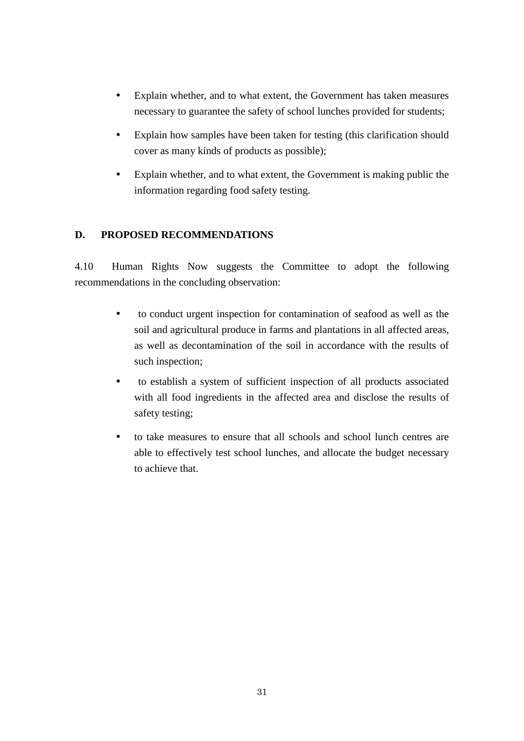- Explain whether, and to what extent, the Government has taken measures necessary to guarantee the safety of school lunches provided for students;
- Explain how samples have been taken for testing (this clarification should cover as many kinds of products as possible);
- Explain whether, and to what extent, the Government is making public the information regarding food safety testing.

## D. PROPOSED RECOMMENDATIONS

4.10 Human Rights Now suggests the Committee to adopt the following recommendations in the concluding observation:

- to conduct urgent inspection for contamination of seafood as well as the soil and agricultural produce in farms and plantations in all affected areas, as well as decontamination of the soil in accordance with the results of such inspection;
- to establish a system of sufficient inspection of all products associated with all food ingredients in the affected area and disclose the results of safety testing;
- to take measures to ensure that all schools and school lunch centres are able to effectively test school lunches, and allocate the budget necessary to achieve that.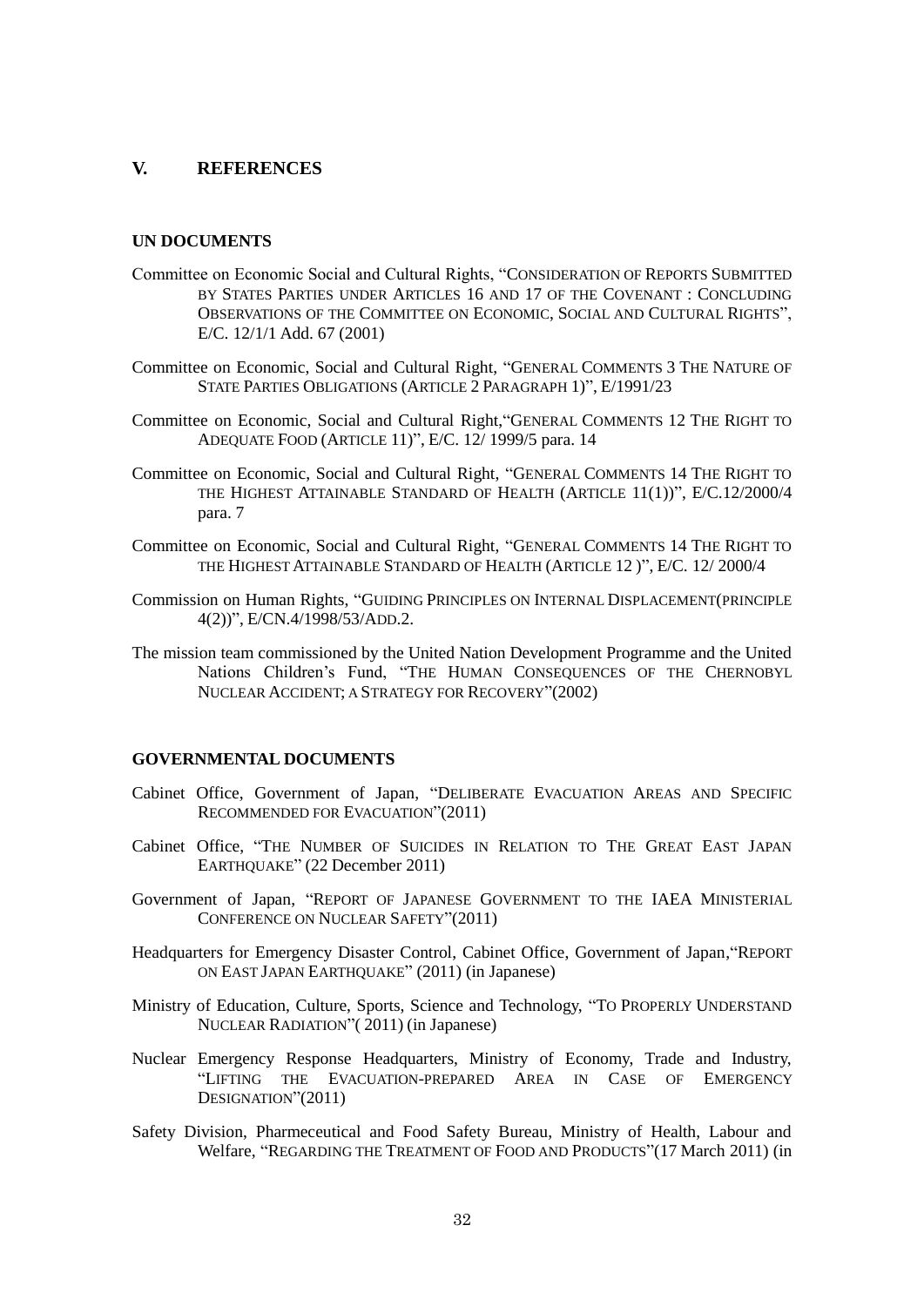## V. REFERENCES

### UN DOCUMENTS

Committee on Economic Social and Cultural Rights, "CONSIDERATION OF REPORTS SUBMITTED BY STATES PARTIES UNDER ARTICLES 16 AND 17 OF THE COVENANT : CONCLUDING OBSERVATIONS OF THE COMMITTEE ON ECONOMIC, SOCIAL AND CULTURAL RIGHTS", E/C. 12/1/1 Add. 67 (2001)

Committee on Economic, Social and Cultural Right, "GENERAL COMMENTS 3 THE NATURE OF STATE PARTIES OBLIGATIONS (ARTICLE 2 PARAGRAPH 1)", E/1991/23

Committee on Economic, Social and Cultural Right,"GENERAL COMMENTS 12 THE RIGHT TO ADEQUATE FOOD (ARTICLE 11)", E/C. 12/ 1999/5 para. 14

Committee on Economic, Social and Cultural Right, "GENERAL COMMENTS 14 THE RIGHT TO THE HIGHEST ATTAINABLE STANDARD OF HEALTH (ARTICLE 11(1))", E/C.12/2000/4 para. 7

Committee on Economic, Social and Cultural Right, "GENERAL COMMENTS 14 THE RIGHT TO THE HIGHEST ATTAINABLE STANDARD OF HEALTH (ARTICLE 12 )", E/C. 12/ 2000/4

Commission on Human Rights, "GUIDING PRINCIPLES ON INTERNAL DISPLACEMENT(PRINCIPLE 4(2))", E/CN.4/1998/53/ADD.2.

The mission team commissioned by the United Nation Development Programme and the United Nations Children's Fund, "THE HUMAN CONSEQUENCES OF THE CHERNOBYL NUCLEAR ACCIDENT; A STRATEGY FOR RECOVERY"(2002)

### GOVERNMENTAL DOCUMENTS

Cabinet Office, Government of Japan, "DELIBERATE EVACUATION AREAS AND SPECIFIC RECOMMENDED FOR EVACUATION"(2011)

Cabinet Office, "THE NUMBER OF SUICIDES IN RELATION TO THE GREAT EAST JAPAN EARTHQUAKE" (22 December 2011)

Government of Japan, "REPORT OF JAPANESE GOVERNMENT TO THE IAEA MINISTERIAL CONFERENCE ON NUCLEAR SAFETY"(2011)

Headquarters for Emergency Disaster Control, Cabinet Office, Government of Japan,"REPORT ON EAST JAPAN EARTHQUAKE" (2011) (in Japanese)

Ministry of Education, Culture, Sports, Science and Technology, "TO PROPERLY UNDERSTAND NUCLEAR RADIATION"( 2011) (in Japanese)

Nuclear Emergency Response Headquarters, Ministry of Economy, Trade and Industry, "LIFTING THE EVACUATION-PREPARED AREA IN CASE OF EMERGENCY DESIGNATION"(2011)

Safety Division, Pharmaceutical and Food Safety Bureau, Ministry of Health, Labour and Welfare, "REGARDING THE TREATMENT OF FOOD AND PRODUCTS"(17 March 2011) (in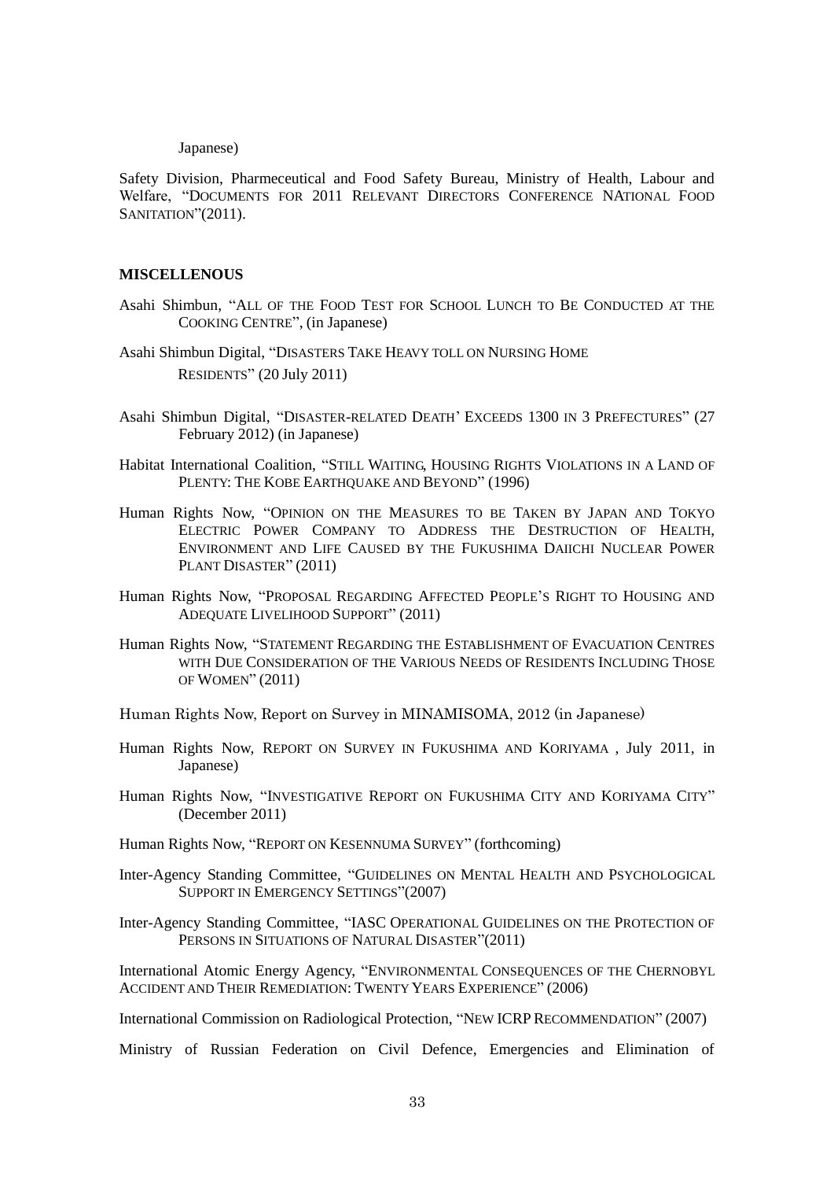Japanese)

Safety Division, Pharmaceutical and Food Safety Bureau, Ministry of Health, Labour and Welfare, "DOCUMENTS FOR 2011 RELEVANT DIRECTORS CONFERENCE NATIONAL FOOD SANITATION"(2011).

**MISCELLENOUS**

Asahi Shimbun, "ALL OF THE FOOD TEST FOR SCHOOL LUNCH TO BE CONDUCTED AT THE COOKING CENTRE", (in Japanese)

Asahi Shimbun Digital, "DISASTERS TAKE HEAVY TOLL ON NURSING HOME RESIDENTS" (20 July 2011)

Asahi Shimbun Digital, "DISASTER-RELATED DEATH' EXCEEDS 1300 IN 3 PREFECTURES" (27 February 2012) (in Japanese)

Habitat International Coalition, "STILL WAITING, HOUSING RIGHTS VIOLATIONS IN A LAND OF PLENTY: THE KOBE EARTHQUAKE AND BEYOND" (1996)

Human Rights Now, "OPINION ON THE MEASURES TO BE TAKEN BY JAPAN AND TOKYO ELECTRIC POWER COMPANY TO ADDRESS THE DESTRUCTION OF HEALTH, ENVIRONMENT AND LIFE CAUSED BY THE FUKUSHIMA DAIICHI NUCLEAR POWER PLANT DISASTER" (2011)

Human Rights Now, "PROPOSAL REGARDING AFFECTED PEOPLE'S RIGHT TO HOUSING AND ADEQUATE LIVELIHOOD SUPPORT" (2011)

Human Rights Now, "STATEMENT REGARDING THE ESTABLISHMENT OF EVACUATION CENTRES WITH DUE CONSIDERATION OF THE VARIOUS NEEDS OF RESIDENTS INCLUDING THOSE OF WOMEN" (2011)

Human Rights Now, Report on Survey in MINAMISOMA, 2012 (in Japanese)

Human Rights Now, REPORT ON SURVEY IN FUKUSHIMA AND KORIYAMA , July 2011, in Japanese)

Human Rights Now, "INVESTIGATIVE REPORT ON FUKUSHIMA CITY AND KORIYAMA CITY" (December 2011)

Human Rights Now, "REPORT ON KESENNUMA SURVEY" (forthcoming)

Inter-Agency Standing Committee, "GUIDELINES ON MENTAL HEALTH AND PSYCHOLOGICAL SUPPORT IN EMERGENCY SETTINGS"(2007)

Inter-Agency Standing Committee, "IASC OPERATIONAL GUIDELINES ON THE PROTECTION OF PERSONS IN SITUATIONS OF NATURAL DISASTER"(2011)

International Atomic Energy Agency, "ENVIRONMENTAL CONSEQUENCES OF THE CHERNOBYL ACCIDENT AND THEIR REMEDIATION: TWENTY YEARS EXPERIENCE" (2006)

International Commission on Radiological Protection, "NEW ICRP RECOMMENDATION" (2007)

Ministry of Russian Federation on Civil Defence, Emergencies and Elimination of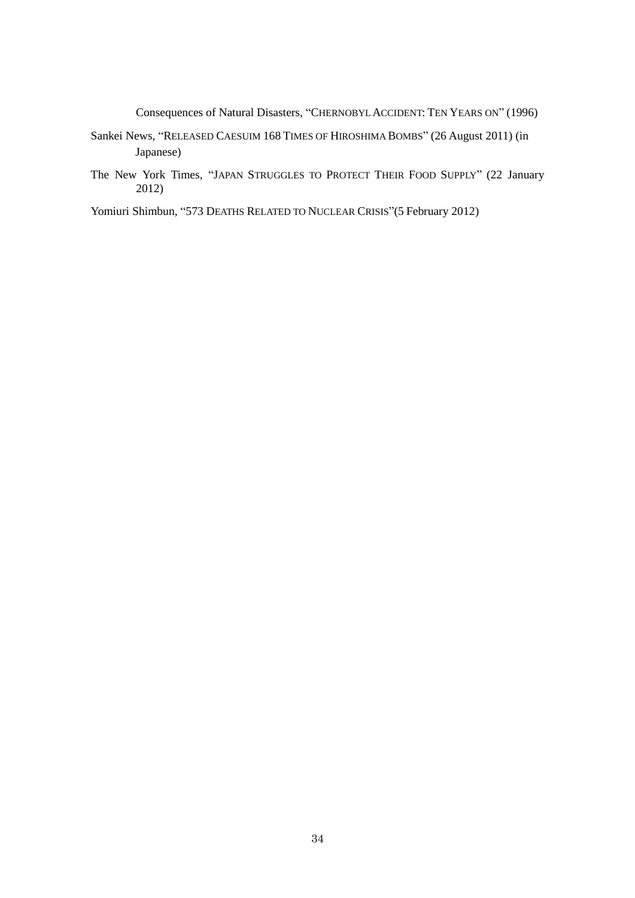Consequences of Natural Disasters, "CHERNOBYL ACCIDENT: TEN YEARS ON" (1996)

Sankei News, "RELEASED CAESUIM 168 TIMES OF HIROSHIMA BOMBS" (26 August 2011) (in Japanese)

The New York Times, "JAPAN STRUGGLES TO PROTECT THEIR FOOD SUPPLY" (22 January 2012)

Yomiuri Shimbun, "573 DEATHS RELATED TO NUCLEAR CRISIS"(5 February 2012)